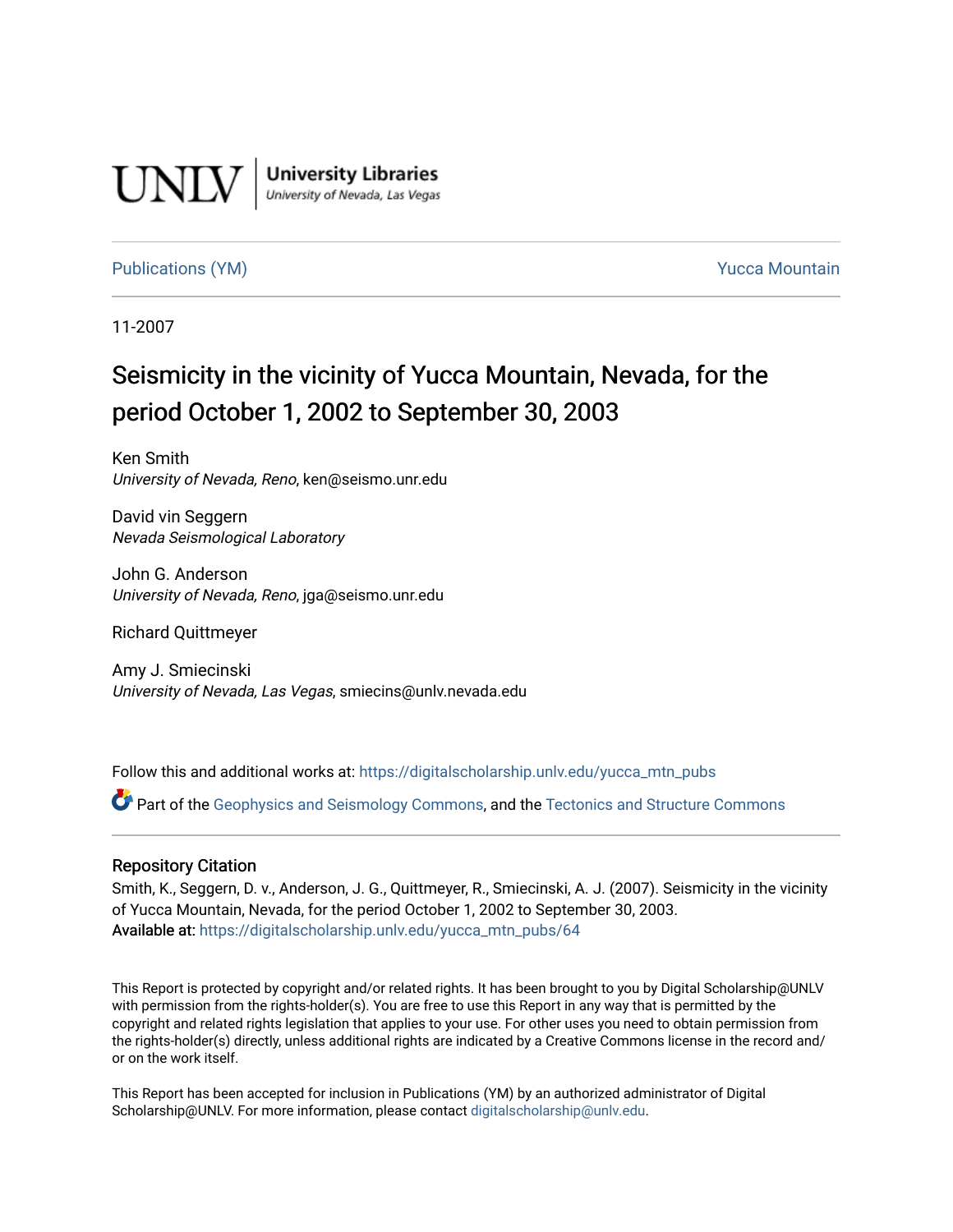UNLV | University Libraries
University of Nevada, Las Vegas

Publications (YM) | Yucca Mountain

11-2007

# Seismicity in the vicinity of Yucca Mountain, Nevada, for the period October 1, 2002 to September 30, 2003

Ken Smith
*University of Nevada, Reno*, ken@seismo.unr.edu

David vin Seggern
*Nevada Seismological Laboratory*

John G. Anderson
*University of Nevada, Reno*, jga@seismo.unr.edu

Richard Quittmeyer

Amy J. Smiecinski
*University of Nevada, Las Vegas*, smiecins@unlv.nevada.edu

Follow this and additional works at: https://digitalscholarship.unlv.edu/yucca_mtn_pubs

Part of the Geophysics and Seismology Commons, and the Tectonics and Structure Commons

## Repository Citation

Smith, K., Seggern, D. v., Anderson, J. G., Quittmeyer, R., Smiecinski, A. J. (2007). Seismicity in the vicinity of Yucca Mountain, Nevada, for the period October 1, 2002 to September 30, 2003.
**Available at:** https://digitalscholarship.unlv.edu/yucca_mtn_pubs/64

This Report is protected by copyright and/or related rights. It has been brought to you by Digital Scholarship@UNLV with permission from the rights-holder(s). You are free to use this Report in any way that is permitted by the copyright and related rights legislation that applies to your use. For other uses you need to obtain permission from the rights-holder(s) directly, unless additional rights are indicated by a Creative Commons license in the record and/or on the work itself.

This Report has been accepted for inclusion in Publications (YM) by an authorized administrator of Digital Scholarship@UNLV. For more information, please contact digitalscholarship@unlv.edu.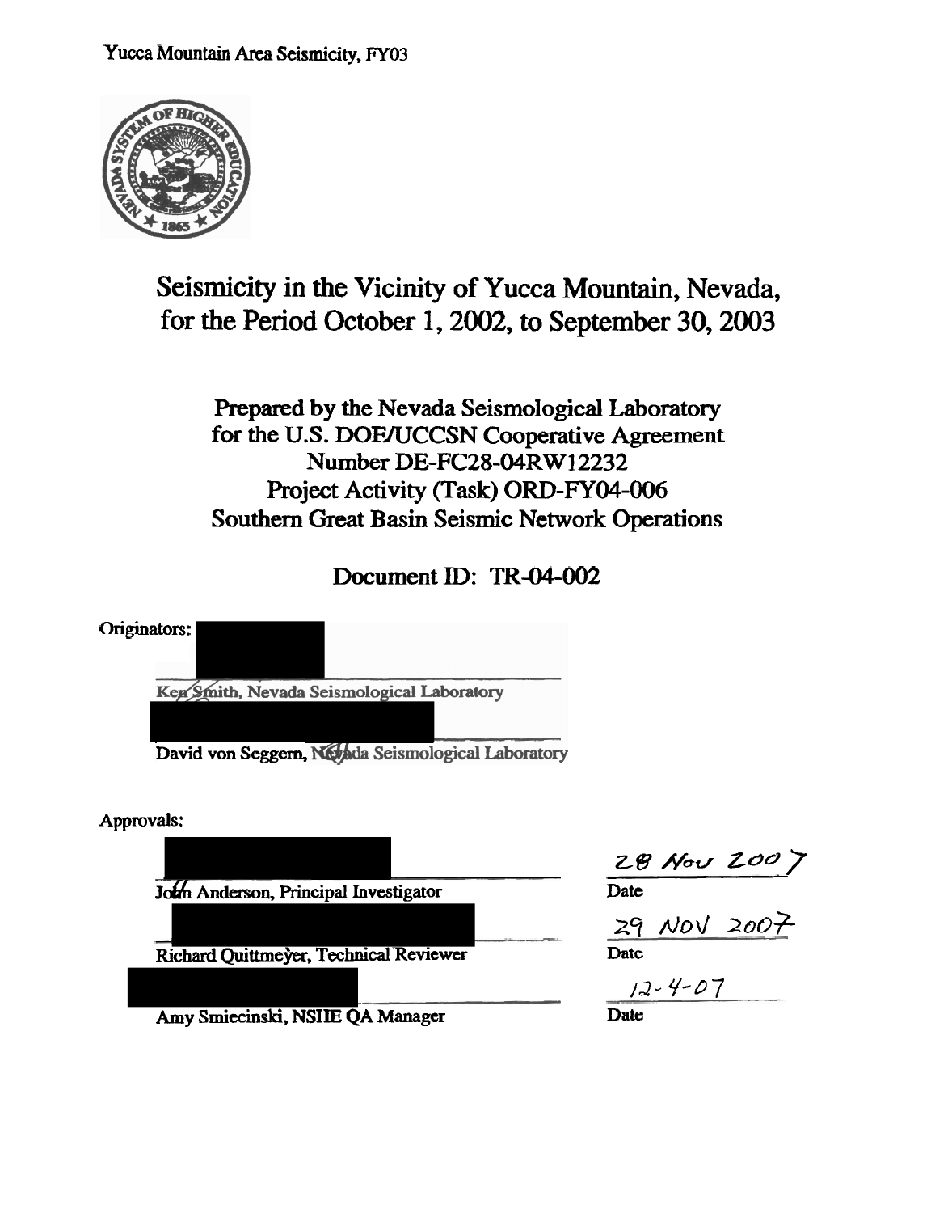# Seismicity in the Vicinity of Yucca Mountain, Nevada, for the Period October 1, 2002, to September 30, 2003

## Prepared by the Nevada Seismological Laboratory for the U.S. DOE/UCCSN Cooperative Agreement Number DE-FC28-04RW12232 Project Activity (Task) ORD-FY04-006 Southern Great Basin Seismic Network Operations

## Document ID: TR-04-002

Originators:

Ken Smith, Nevada Seismological Laboratory

David von Seggern, Nevada Seismological Laboratory

Approvals:

| | |
|---|---|
| John Anderson, Principal Investigator | 28 Nov 2007<br>Date |
| Richard Quittmeyer, Technical Reviewer | 29 NOV 2007<br>Date |
| Amy Smiecinski, NSHE QA Manager | 12-4-07<br>Date |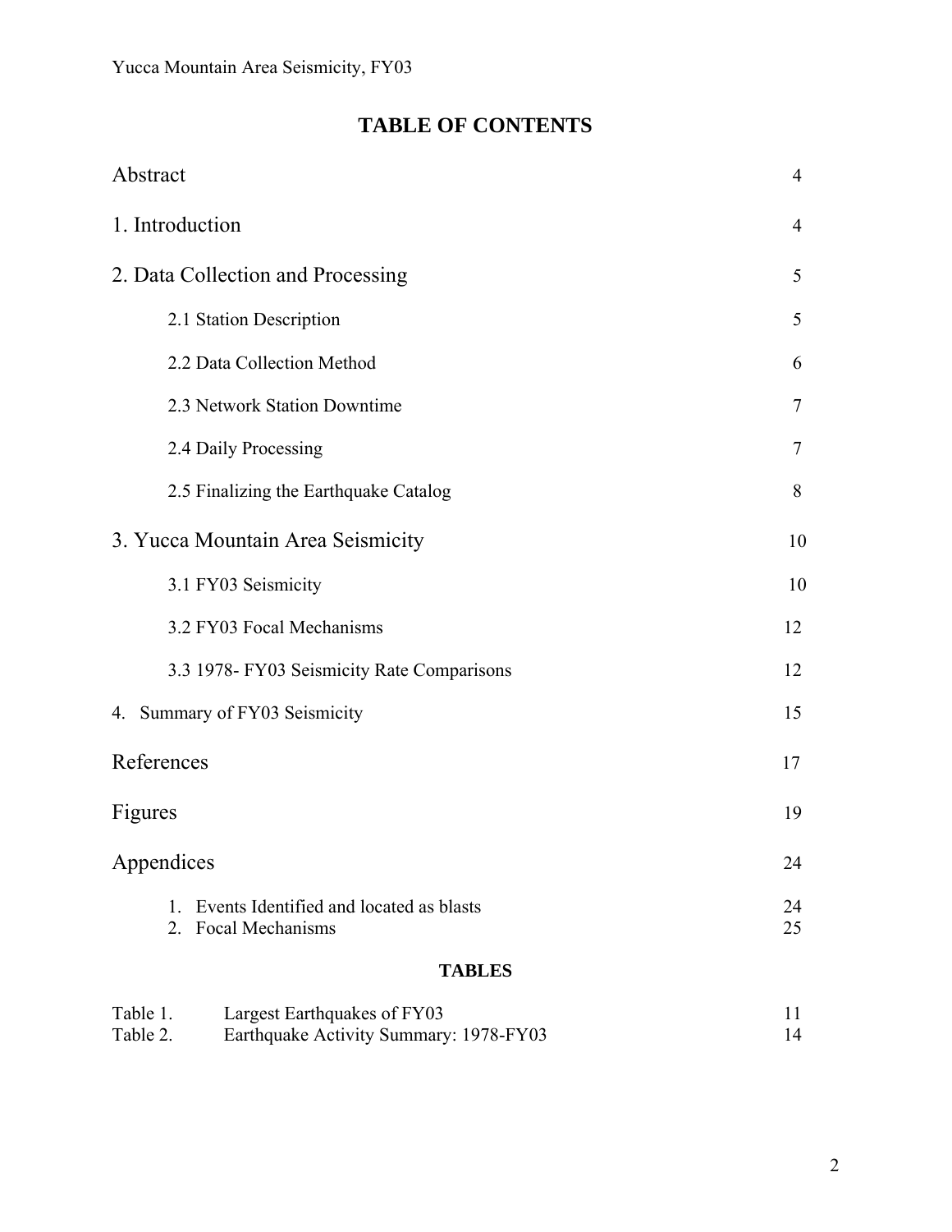# TABLE OF CONTENTS

| | |
|---|---|
| Abstract | 4 |
| 1. Introduction | 4 |
| 2. Data Collection and Processing | 5 |
| 2.1 Station Description | 5 |
| 2.2 Data Collection Method | 6 |
| 2.3 Network Station Downtime | 7 |
| 2.4 Daily Processing | 7 |
| 2.5 Finalizing the Earthquake Catalog | 8 |
| 3. Yucca Mountain Area Seismicity | 10 |
| 3.1 FY03 Seismicity | 10 |
| 3.2 FY03 Focal Mechanisms | 12 |
| 3.3 1978- FY03 Seismicity Rate Comparisons | 12 |
| 4. Summary of FY03 Seismicity | 15 |
| References | 17 |
| Figures | 19 |
| Appendices | 24 |
| 1. Events Identified and located as blasts | 24 |
| 2. Focal Mechanisms | 25 |

**TABLES**

| | | |
|---|---|---|
| Table 1. | Largest Earthquakes of FY03 | 11 |
| Table 2. | Earthquake Activity Summary: 1978-FY03 | 14 |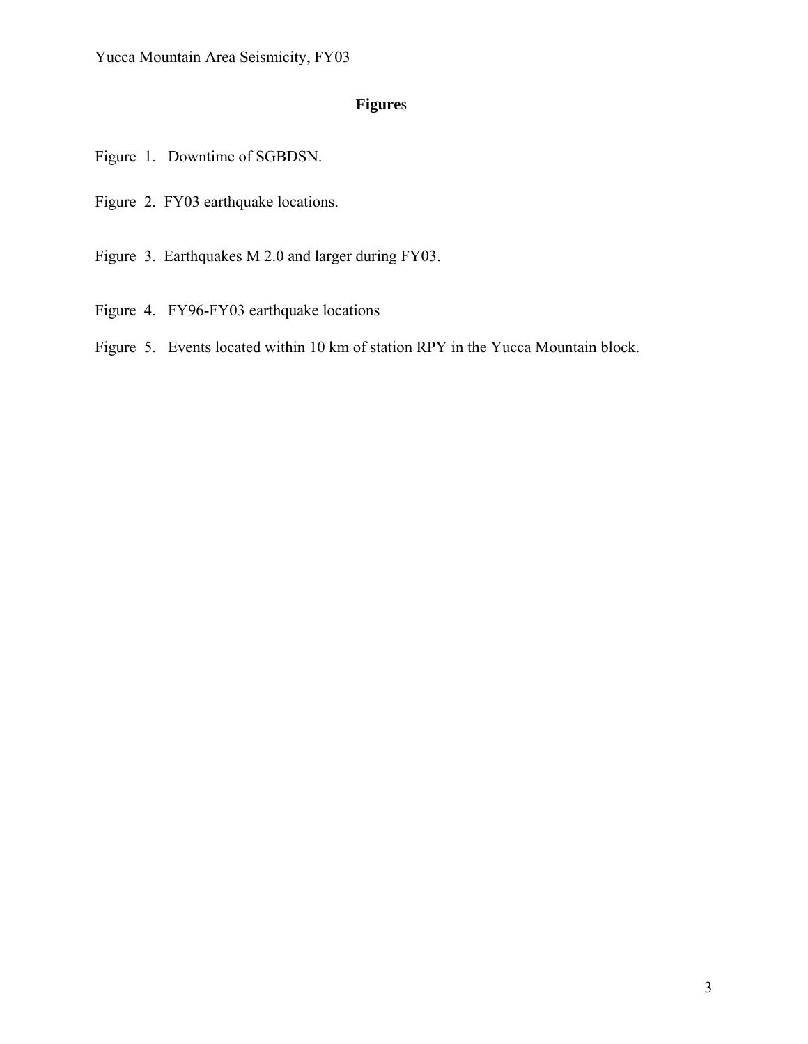# Figures

Figure 1. Downtime of SGBDSN.

Figure 2. FY03 earthquake locations.

Figure 3. Earthquakes M 2.0 and larger during FY03.

Figure 4. FY96-FY03 earthquake locations

Figure 5. Events located within 10 km of station RPY in the Yucca Mountain block.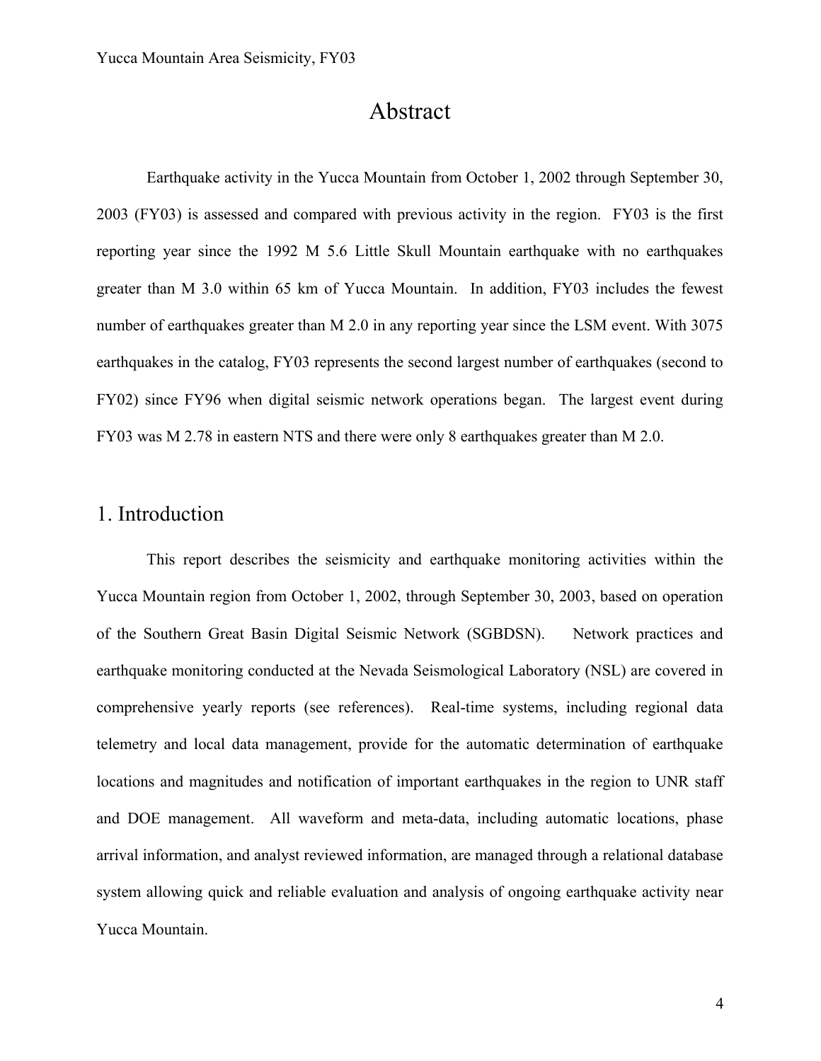# Abstract

Earthquake activity in the Yucca Mountain from October 1, 2002 through September 30, 2003 (FY03) is assessed and compared with previous activity in the region. FY03 is the first reporting year since the 1992 M 5.6 Little Skull Mountain earthquake with no earthquakes greater than M 3.0 within 65 km of Yucca Mountain. In addition, FY03 includes the fewest number of earthquakes greater than M 2.0 in any reporting year since the LSM event. With 3075 earthquakes in the catalog, FY03 represents the second largest number of earthquakes (second to FY02) since FY96 when digital seismic network operations began. The largest event during FY03 was M 2.78 in eastern NTS and there were only 8 earthquakes greater than M 2.0.

## 1. Introduction

This report describes the seismicity and earthquake monitoring activities within the Yucca Mountain region from October 1, 2002, through September 30, 2003, based on operation of the Southern Great Basin Digital Seismic Network (SGBDSN). Network practices and earthquake monitoring conducted at the Nevada Seismological Laboratory (NSL) are covered in comprehensive yearly reports (see references). Real-time systems, including regional data telemetry and local data management, provide for the automatic determination of earthquake locations and magnitudes and notification of important earthquakes in the region to UNR staff and DOE management. All waveform and meta-data, including automatic locations, phase arrival information, and analyst reviewed information, are managed through a relational database system allowing quick and reliable evaluation and analysis of ongoing earthquake activity near Yucca Mountain.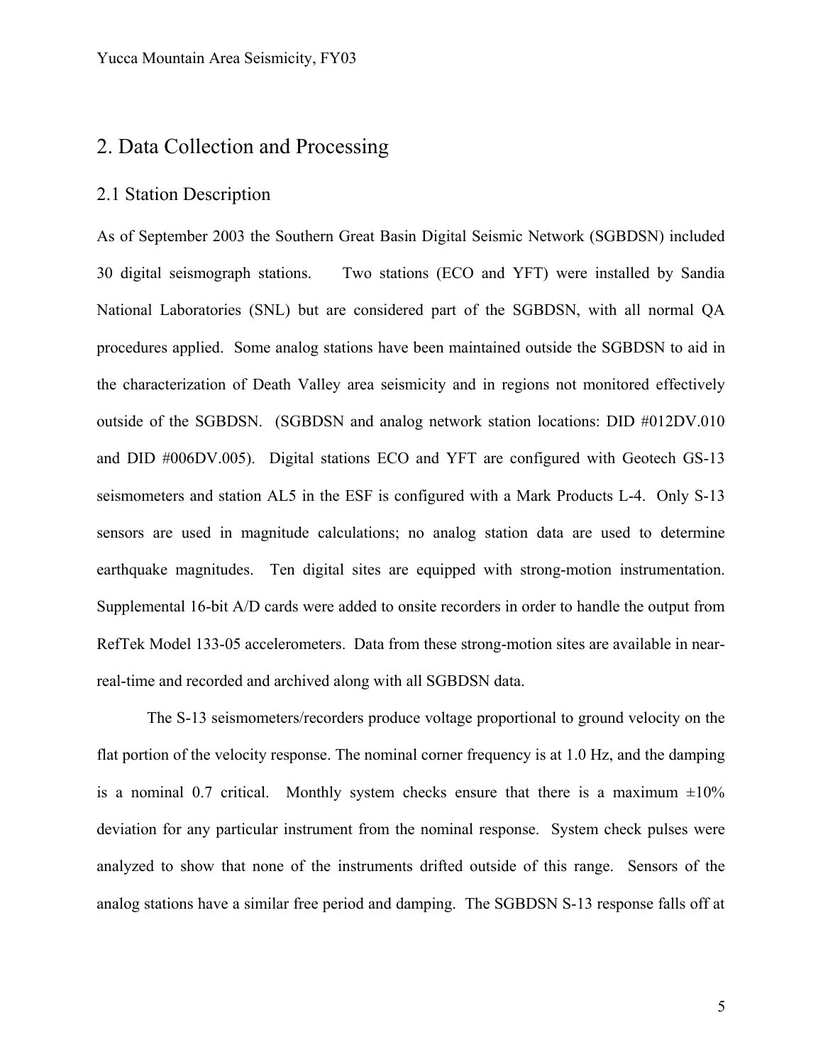## 2. Data Collection and Processing

### 2.1 Station Description

As of September 2003 the Southern Great Basin Digital Seismic Network (SGBDSN) included 30 digital seismograph stations. Two stations (ECO and YFT) were installed by Sandia National Laboratories (SNL) but are considered part of the SGBDSN, with all normal QA procedures applied. Some analog stations have been maintained outside the SGBDSN to aid in the characterization of Death Valley area seismicity and in regions not monitored effectively outside of the SGBDSN. (SGBDSN and analog network station locations: DID #012DV.010 and DID #006DV.005). Digital stations ECO and YFT are configured with Geotech GS-13 seismometers and station AL5 in the ESF is configured with a Mark Products L-4. Only S-13 sensors are used in magnitude calculations; no analog station data are used to determine earthquake magnitudes. Ten digital sites are equipped with strong-motion instrumentation. Supplemental 16-bit A/D cards were added to onsite recorders in order to handle the output from RefTek Model 133-05 accelerometers. Data from these strong-motion sites are available in near-real-time and recorded and archived along with all SGBDSN data.

The S-13 seismometers/recorders produce voltage proportional to ground velocity on the flat portion of the velocity response. The nominal corner frequency is at 1.0 Hz, and the damping is a nominal 0.7 critical. Monthly system checks ensure that there is a maximum ±10% deviation for any particular instrument from the nominal response. System check pulses were analyzed to show that none of the instruments drifted outside of this range. Sensors of the analog stations have a similar free period and damping. The SGBDSN S-13 response falls off at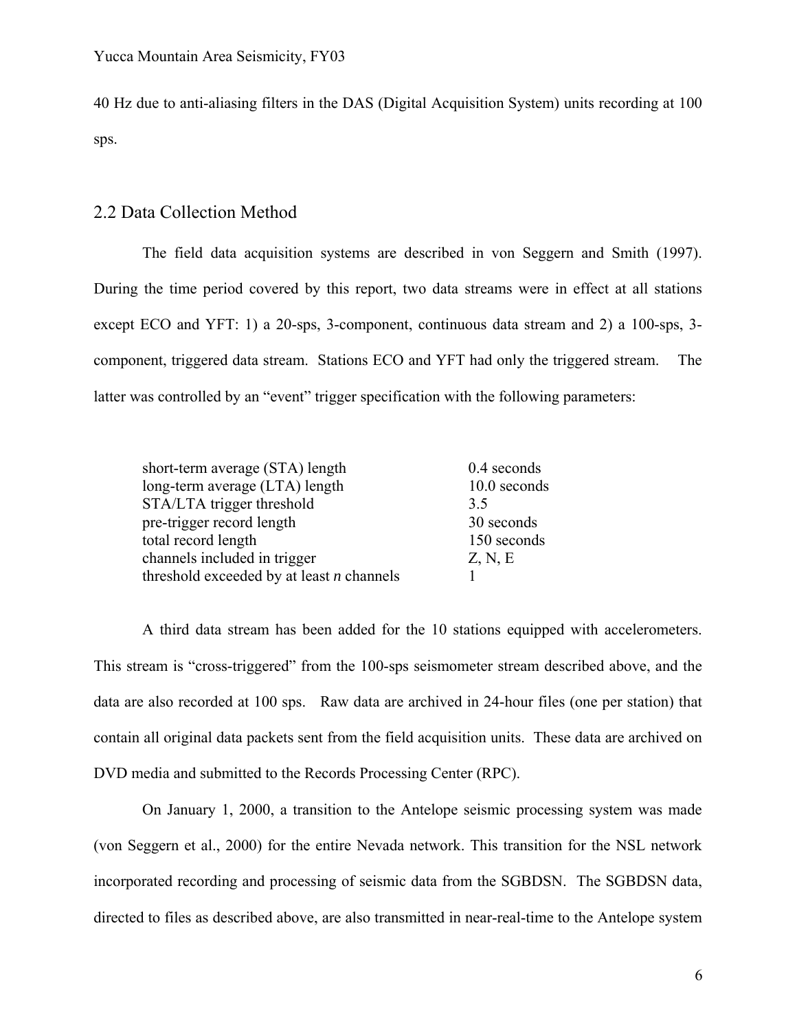40 Hz due to anti-aliasing filters in the DAS (Digital Acquisition System) units recording at 100 sps.

## 2.2 Data Collection Method

The field data acquisition systems are described in von Seggern and Smith (1997). During the time period covered by this report, two data streams were in effect at all stations except ECO and YFT: 1) a 20-sps, 3-component, continuous data stream and 2) a 100-sps, 3-component, triggered data stream. Stations ECO and YFT had only the triggered stream. The latter was controlled by an "event" trigger specification with the following parameters:

| | |
|---|---|
| short-term average (STA) length | 0.4 seconds |
| long-term average (LTA) length | 10.0 seconds |
| STA/LTA trigger threshold | 3.5 |
| pre-trigger record length | 30 seconds |
| total record length | 150 seconds |
| channels included in trigger | Z, N, E |
| threshold exceeded by at least *n* channels | 1 |

A third data stream has been added for the 10 stations equipped with accelerometers. This stream is "cross-triggered" from the 100-sps seismometer stream described above, and the data are also recorded at 100 sps. Raw data are archived in 24-hour files (one per station) that contain all original data packets sent from the field acquisition units. These data are archived on DVD media and submitted to the Records Processing Center (RPC).

On January 1, 2000, a transition to the Antelope seismic processing system was made (von Seggern et al., 2000) for the entire Nevada network. This transition for the NSL network incorporated recording and processing of seismic data from the SGBDSN. The SGBDSN data, directed to files as described above, are also transmitted in near-real-time to the Antelope system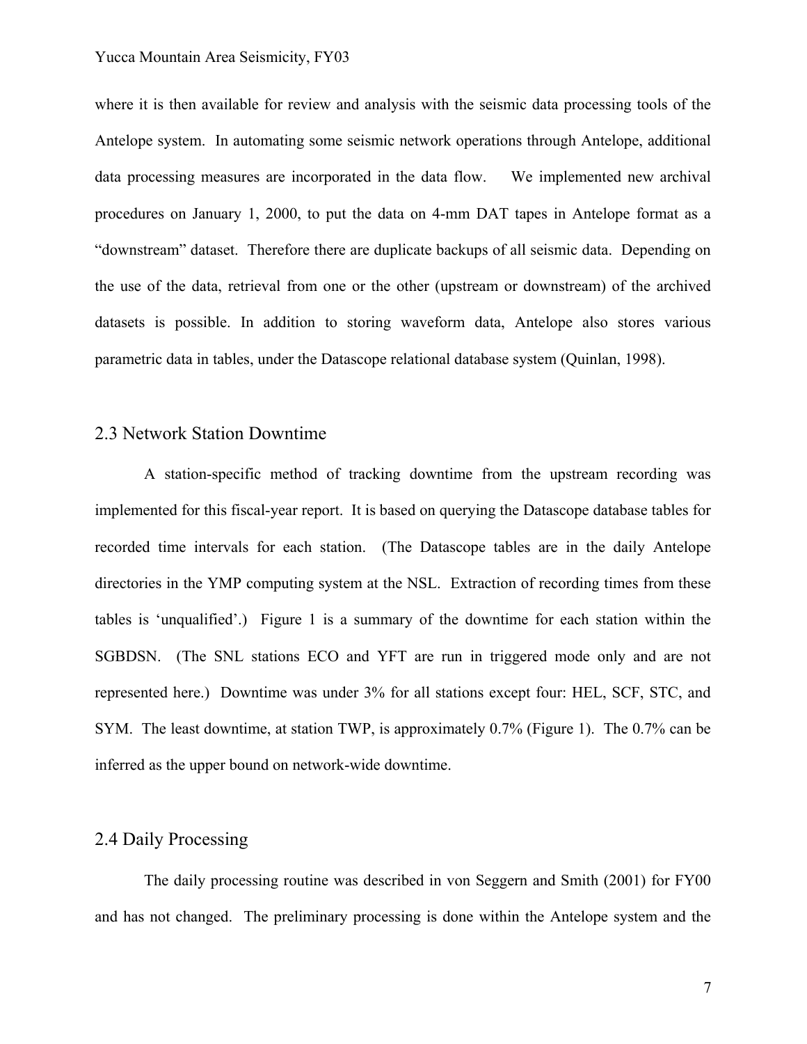where it is then available for review and analysis with the seismic data processing tools of the Antelope system. In automating some seismic network operations through Antelope, additional data processing measures are incorporated in the data flow. We implemented new archival procedures on January 1, 2000, to put the data on 4-mm DAT tapes in Antelope format as a “downstream” dataset. Therefore there are duplicate backups of all seismic data. Depending on the use of the data, retrieval from one or the other (upstream or downstream) of the archived datasets is possible. In addition to storing waveform data, Antelope also stores various parametric data in tables, under the Datascope relational database system (Quinlan, 1998).

## 2.3 Network Station Downtime

A station-specific method of tracking downtime from the upstream recording was implemented for this fiscal-year report. It is based on querying the Datascope database tables for recorded time intervals for each station. (The Datascope tables are in the daily Antelope directories in the YMP computing system at the NSL. Extraction of recording times from these tables is ‘unqualified’.) Figure 1 is a summary of the downtime for each station within the SGBDSN. (The SNL stations ECO and YFT are run in triggered mode only and are not represented here.) Downtime was under 3% for all stations except four: HEL, SCF, STC, and SYM. The least downtime, at station TWP, is approximately 0.7% (Figure 1). The 0.7% can be inferred as the upper bound on network-wide downtime.

## 2.4 Daily Processing

The daily processing routine was described in von Seggern and Smith (2001) for FY00 and has not changed. The preliminary processing is done within the Antelope system and the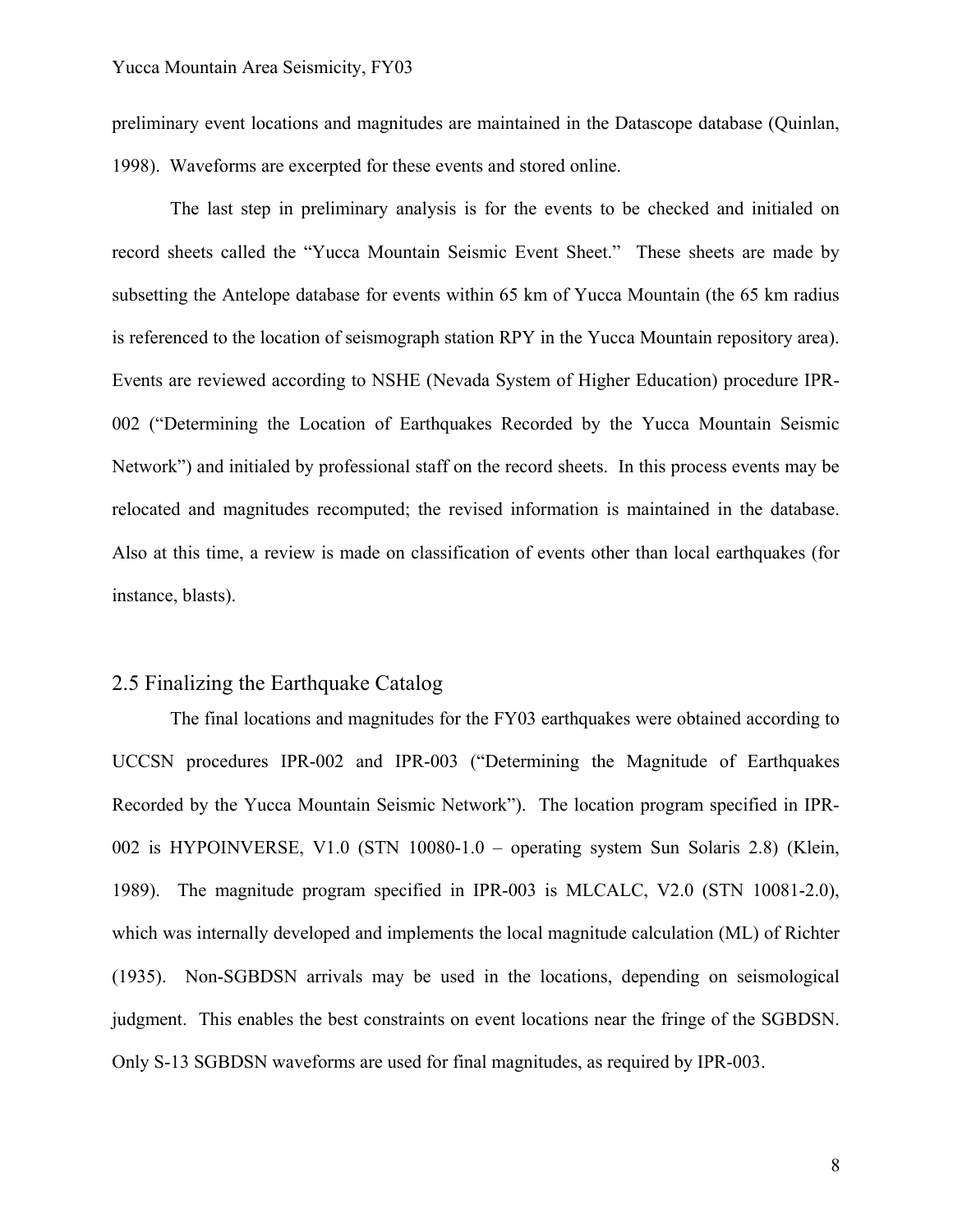preliminary event locations and magnitudes are maintained in the Datascope database (Quinlan, 1998). Waveforms are excerpted for these events and stored online.

The last step in preliminary analysis is for the events to be checked and initialed on record sheets called the "Yucca Mountain Seismic Event Sheet." These sheets are made by subsetting the Antelope database for events within 65 km of Yucca Mountain (the 65 km radius is referenced to the location of seismograph station RPY in the Yucca Mountain repository area). Events are reviewed according to NSHE (Nevada System of Higher Education) procedure IPR-002 ("Determining the Location of Earthquakes Recorded by the Yucca Mountain Seismic Network") and initialed by professional staff on the record sheets. In this process events may be relocated and magnitudes recomputed; the revised information is maintained in the database. Also at this time, a review is made on classification of events other than local earthquakes (for instance, blasts).

## 2.5 Finalizing the Earthquake Catalog

The final locations and magnitudes for the FY03 earthquakes were obtained according to UCCSN procedures IPR-002 and IPR-003 ("Determining the Magnitude of Earthquakes Recorded by the Yucca Mountain Seismic Network"). The location program specified in IPR-002 is HYPOINVERSE, V1.0 (STN 10080-1.0 – operating system Sun Solaris 2.8) (Klein, 1989). The magnitude program specified in IPR-003 is MLCALC, V2.0 (STN 10081-2.0), which was internally developed and implements the local magnitude calculation (ML) of Richter (1935). Non-SGBDSN arrivals may be used in the locations, depending on seismological judgment. This enables the best constraints on event locations near the fringe of the SGBDSN. Only S-13 SGBDSN waveforms are used for final magnitudes, as required by IPR-003.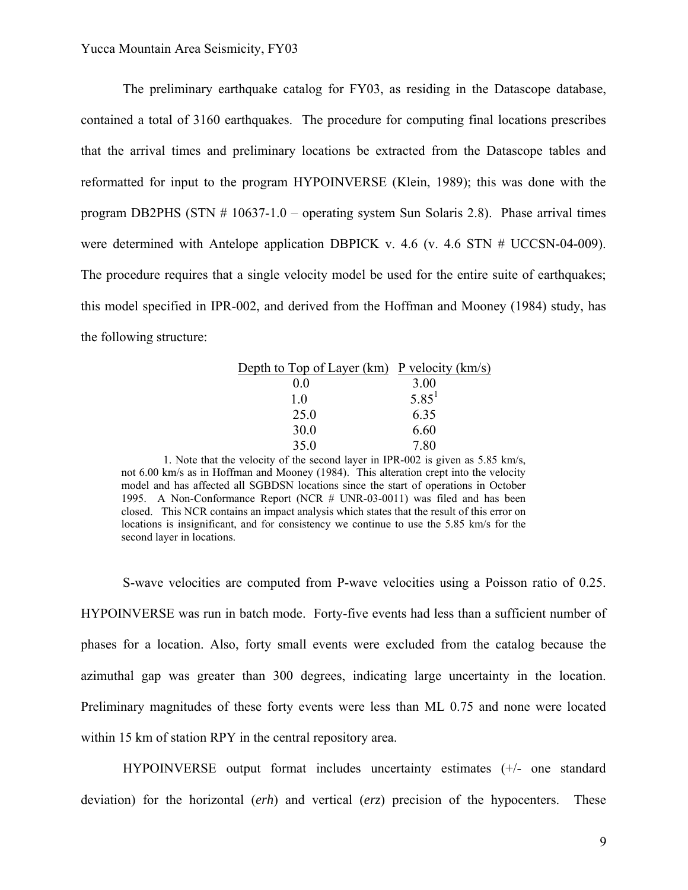The preliminary earthquake catalog for FY03, as residing in the Datascope database, contained a total of 3160 earthquakes. The procedure for computing final locations prescribes that the arrival times and preliminary locations be extracted from the Datascope tables and reformatted for input to the program HYPOINVERSE (Klein, 1989); this was done with the program DB2PHS (STN # 10637-1.0 – operating system Sun Solaris 2.8). Phase arrival times were determined with Antelope application DBPICK v. 4.6 (v. 4.6 STN # UCCSN-04-009). The procedure requires that a single velocity model be used for the entire suite of earthquakes; this model specified in IPR-002, and derived from the Hoffman and Mooney (1984) study, has the following structure:

| Depth to Top of Layer (km) | P velocity (km/s) |
| --- | --- |
| 0.0 | 3.00 |
| 1.0 | 5.85[1] |
| 25.0 | 6.35 |
| 30.0 | 6.60 |
| 35.0 | 7.80 |

1. Note that the velocity of the second layer in IPR-002 is given as 5.85 km/s, not 6.00 km/s as in Hoffman and Mooney (1984). This alteration crept into the velocity model and has affected all SGBDSN locations since the start of operations in October 1995. A Non-Conformance Report (NCR # UNR-03-0011) was filed and has been closed. This NCR contains an impact analysis which states that the result of this error on locations is insignificant, and for consistency we continue to use the 5.85 km/s for the second layer in locations.

S-wave velocities are computed from P-wave velocities using a Poisson ratio of 0.25. HYPOINVERSE was run in batch mode. Forty-five events had less than a sufficient number of phases for a location. Also, forty small events were excluded from the catalog because the azimuthal gap was greater than 300 degrees, indicating large uncertainty in the location. Preliminary magnitudes of these forty events were less than ML 0.75 and none were located within 15 km of station RPY in the central repository area.

HYPOINVERSE output format includes uncertainty estimates (+/- one standard deviation) for the horizontal (*erh*) and vertical (*erz*) precision of the hypocenters. These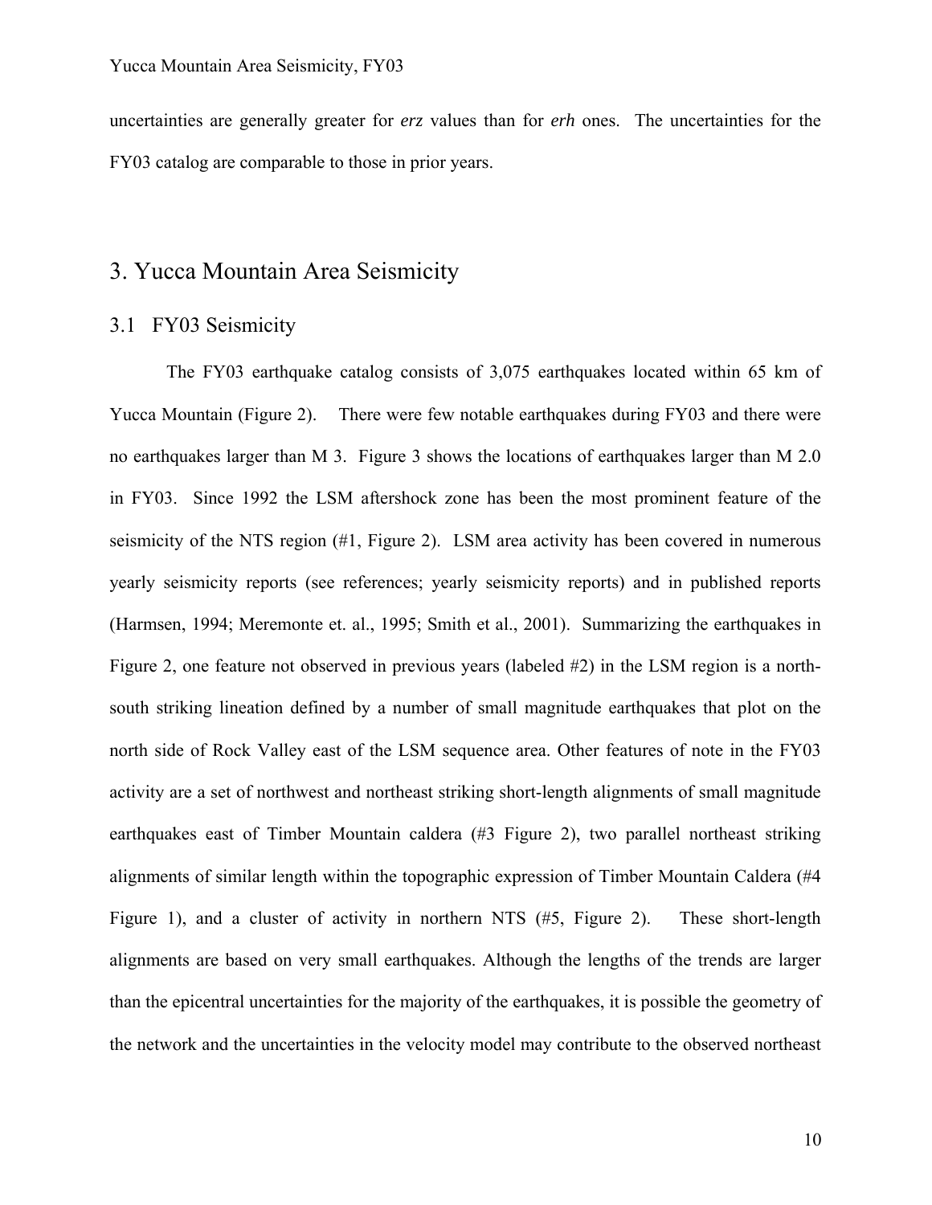uncertainties are generally greater for *erz* values than for *erh* ones. The uncertainties for the FY03 catalog are comparable to those in prior years.

# 3. Yucca Mountain Area Seismicity

## 3.1 FY03 Seismicity

The FY03 earthquake catalog consists of 3,075 earthquakes located within 65 km of Yucca Mountain (Figure 2). There were few notable earthquakes during FY03 and there were no earthquakes larger than M 3. Figure 3 shows the locations of earthquakes larger than M 2.0 in FY03. Since 1992 the LSM aftershock zone has been the most prominent feature of the seismicity of the NTS region (#1, Figure 2). LSM area activity has been covered in numerous yearly seismicity reports (see references; yearly seismicity reports) and in published reports (Harmsen, 1994; Meremonte et. al., 1995; Smith et al., 2001). Summarizing the earthquakes in Figure 2, one feature not observed in previous years (labeled #2) in the LSM region is a north-south striking lineation defined by a number of small magnitude earthquakes that plot on the north side of Rock Valley east of the LSM sequence area. Other features of note in the FY03 activity are a set of northwest and northeast striking short-length alignments of small magnitude earthquakes east of Timber Mountain caldera (#3 Figure 2), two parallel northeast striking alignments of similar length within the topographic expression of Timber Mountain Caldera (#4 Figure 1), and a cluster of activity in northern NTS (#5, Figure 2). These short-length alignments are based on very small earthquakes. Although the lengths of the trends are larger than the epicentral uncertainties for the majority of the earthquakes, it is possible the geometry of the network and the uncertainties in the velocity model may contribute to the observed northeast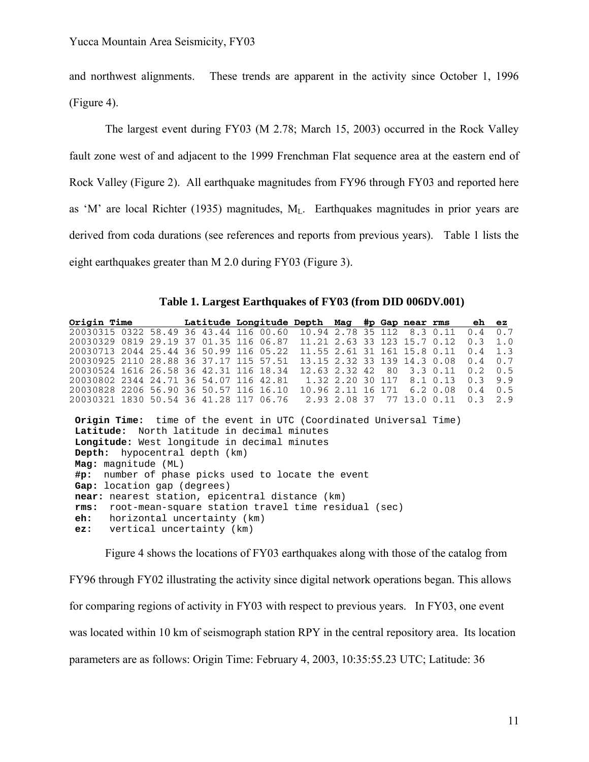and northwest alignments. These trends are apparent in the activity since October 1, 1996 (Figure 4).

The largest event during FY03 (M 2.78; March 15, 2003) occurred in the Rock Valley fault zone west of and adjacent to the 1999 Frenchman Flat sequence area at the eastern end of Rock Valley (Figure 2). All earthquake magnitudes from FY96 through FY03 and reported here as 'M' are local Richter (1935) magnitudes, $M_L$. Earthquakes magnitudes in prior years are derived from coda durations (see references and reports from previous years). Table 1 lists the eight earthquakes greater than M 2.0 during FY03 (Figure 3).

**Table 1. Largest Earthquakes of FY03 (from DID 006DV.001)**

| Origin Time | | | Latitude | | Longitude | | Depth | Mag | #p | Gap | near | rms | eh | ez |
|---|---|---|---|---|---|---|---|---|---|---|---|---|---|---|
| 20030315 | 0322 | 58.49 | 36 | 43.44 | 116 | 00.60 | 10.94 | 2.78 | 35 | 112 | 8.3 | 0.11 | 0.4 | 0.7 |
| 20030329 | 0819 | 29.19 | 37 | 01.35 | 116 | 06.87 | 11.21 | 2.63 | 33 | 123 | 15.7 | 0.12 | 0.3 | 1.0 |
| 20030713 | 2044 | 25.44 | 36 | 50.99 | 116 | 05.22 | 11.55 | 2.61 | 31 | 161 | 15.8 | 0.11 | 0.4 | 1.3 |
| 20030925 | 2110 | 28.88 | 36 | 37.17 | 115 | 57.51 | 13.15 | 2.32 | 33 | 139 | 14.3 | 0.08 | 0.4 | 0.7 |
| 20030524 | 1616 | 26.58 | 36 | 42.31 | 116 | 18.34 | 12.63 | 2.32 | 42 | 80 | 3.3 | 0.11 | 0.2 | 0.5 |
| 20030802 | 2344 | 24.71 | 36 | 54.07 | 116 | 42.81 | 1.32 | 2.20 | 30 | 117 | 8.1 | 0.13 | 0.3 | 9.9 |
| 20030828 | 2206 | 56.90 | 36 | 50.57 | 116 | 16.10 | 10.96 | 2.11 | 16 | 171 | 6.2 | 0.08 | 0.4 | 0.5 |
| 20030321 | 1830 | 50.54 | 36 | 41.28 | 117 | 06.76 | 2.93 | 2.08 | 37 | 77 | 13.0 | 0.11 | 0.3 | 2.9 |

**Origin Time:** time of the event in UTC (Coordinated Universal Time)
**Latitude:** North latitude in decimal minutes
**Longitude:** West longitude in decimal minutes
**Depth:** hypocentral depth (km)
**Mag:** magnitude (ML)
**#p:** number of phase picks used to locate the event
**Gap:** location gap (degrees)
**near:** nearest station, epicentral distance (km)
**rms:** root-mean-square station travel time residual (sec)
**eh:** horizontal uncertainty (km)
**ez:** vertical uncertainty (km)

Figure 4 shows the locations of FY03 earthquakes along with those of the catalog from FY96 through FY02 illustrating the activity since digital network operations began. This allows for comparing regions of activity in FY03 with respect to previous years. In FY03, one event was located within 10 km of seismograph station RPY in the central repository area. Its location parameters are as follows: Origin Time: February 4, 2003, 10:35:55.23 UTC; Latitude: 36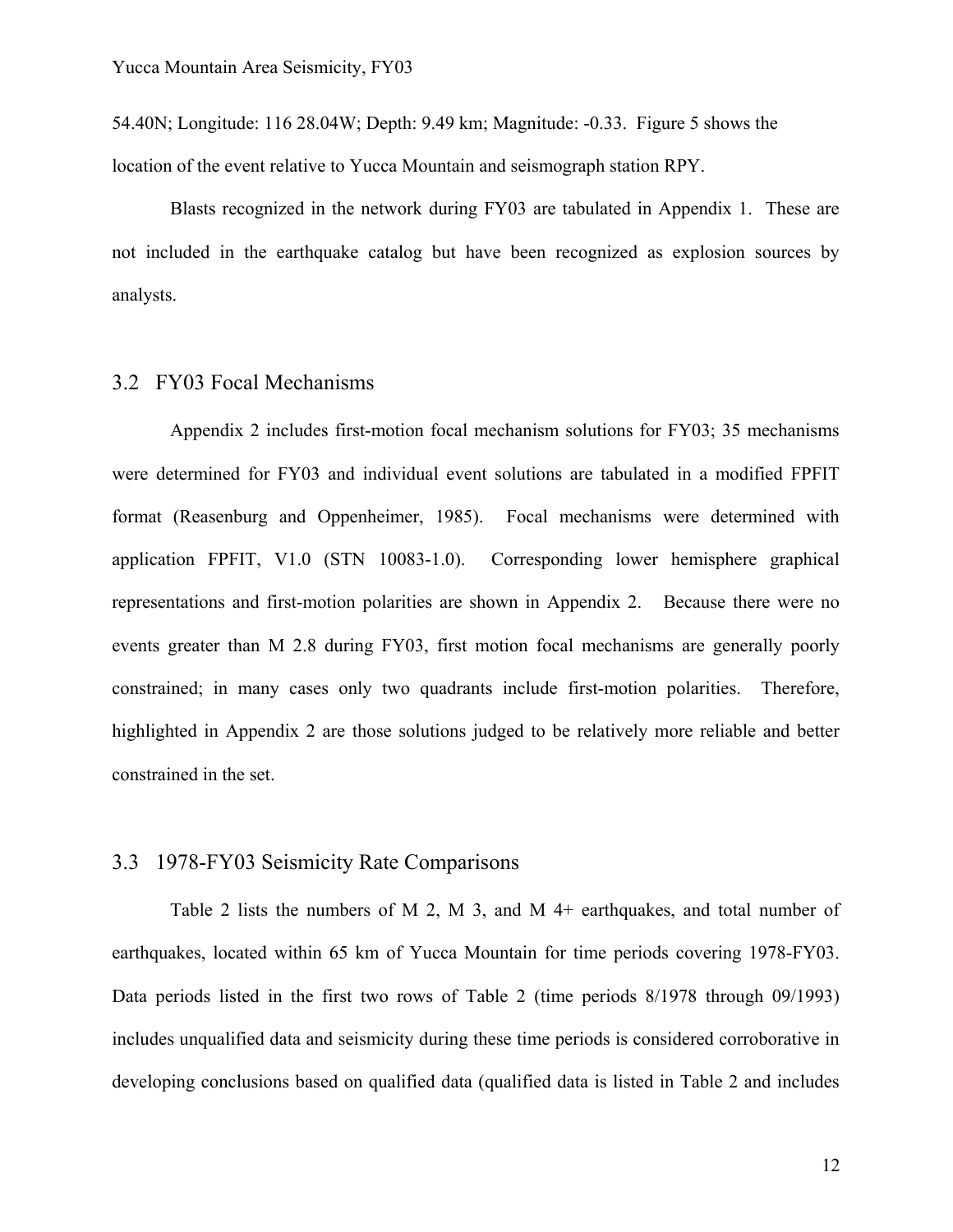54.40N; Longitude: 116 28.04W; Depth: 9.49 km; Magnitude: -0.33. Figure 5 shows the location of the event relative to Yucca Mountain and seismograph station RPY.

Blasts recognized in the network during FY03 are tabulated in Appendix 1. These are not included in the earthquake catalog but have been recognized as explosion sources by analysts.

## 3.2 FY03 Focal Mechanisms

Appendix 2 includes first-motion focal mechanism solutions for FY03; 35 mechanisms were determined for FY03 and individual event solutions are tabulated in a modified FPFIT format (Reasenburg and Oppenheimer, 1985). Focal mechanisms were determined with application FPFIT, V1.0 (STN 10083-1.0). Corresponding lower hemisphere graphical representations and first-motion polarities are shown in Appendix 2. Because there were no events greater than M 2.8 during FY03, first motion focal mechanisms are generally poorly constrained; in many cases only two quadrants include first-motion polarities. Therefore, highlighted in Appendix 2 are those solutions judged to be relatively more reliable and better constrained in the set.

## 3.3 1978-FY03 Seismicity Rate Comparisons

Table 2 lists the numbers of M 2, M 3, and M 4+ earthquakes, and total number of earthquakes, located within 65 km of Yucca Mountain for time periods covering 1978-FY03. Data periods listed in the first two rows of Table 2 (time periods 8/1978 through 09/1993) includes unqualified data and seismicity during these time periods is considered corroborative in developing conclusions based on qualified data (qualified data is listed in Table 2 and includes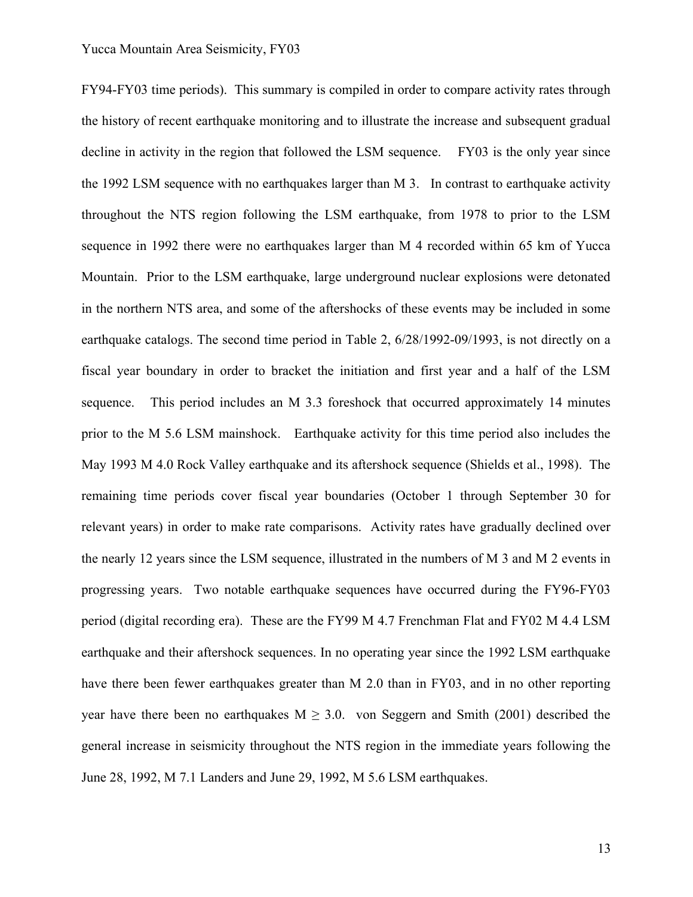FY94-FY03 time periods). This summary is compiled in order to compare activity rates through the history of recent earthquake monitoring and to illustrate the increase and subsequent gradual decline in activity in the region that followed the LSM sequence. FY03 is the only year since the 1992 LSM sequence with no earthquakes larger than M 3. In contrast to earthquake activity throughout the NTS region following the LSM earthquake, from 1978 to prior to the LSM sequence in 1992 there were no earthquakes larger than M 4 recorded within 65 km of Yucca Mountain. Prior to the LSM earthquake, large underground nuclear explosions were detonated in the northern NTS area, and some of the aftershocks of these events may be included in some earthquake catalogs. The second time period in Table 2, 6/28/1992-09/1993, is not directly on a fiscal year boundary in order to bracket the initiation and first year and a half of the LSM sequence. This period includes an M 3.3 foreshock that occurred approximately 14 minutes prior to the M 5.6 LSM mainshock. Earthquake activity for this time period also includes the May 1993 M 4.0 Rock Valley earthquake and its aftershock sequence (Shields et al., 1998). The remaining time periods cover fiscal year boundaries (October 1 through September 30 for relevant years) in order to make rate comparisons. Activity rates have gradually declined over the nearly 12 years since the LSM sequence, illustrated in the numbers of M 3 and M 2 events in progressing years. Two notable earthquake sequences have occurred during the FY96-FY03 period (digital recording era). These are the FY99 M 4.7 Frenchman Flat and FY02 M 4.4 LSM earthquake and their aftershock sequences. In no operating year since the 1992 LSM earthquake have there been fewer earthquakes greater than M 2.0 than in FY03, and in no other reporting year have there been no earthquakes M $\geq$ 3.0. von Seggern and Smith (2001) described the general increase in seismicity throughout the NTS region in the immediate years following the June 28, 1992, M 7.1 Landers and June 29, 1992, M 5.6 LSM earthquakes.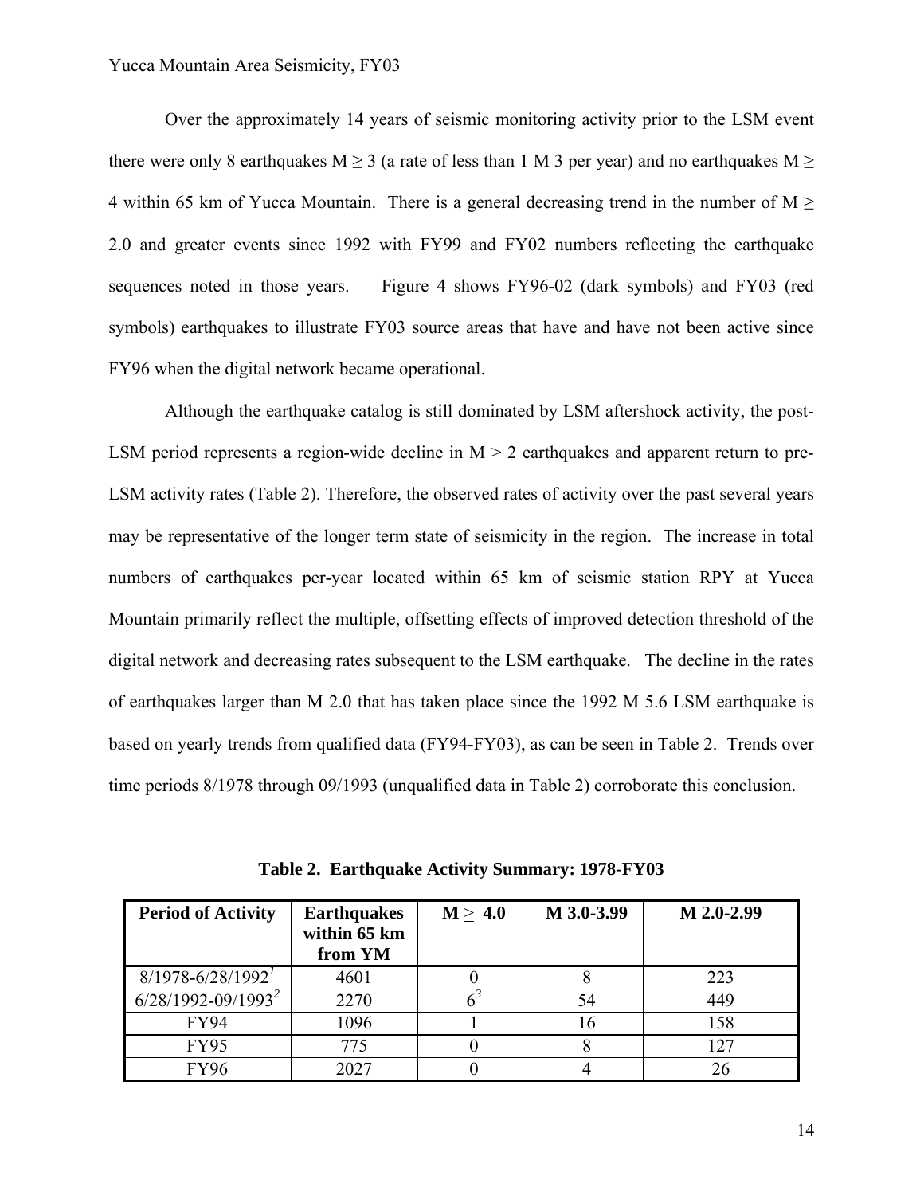Over the approximately 14 years of seismic monitoring activity prior to the LSM event there were only 8 earthquakes $M \geq 3$ (a rate of less than 1 M 3 per year) and no earthquakes $M \geq 4$ within 65 km of Yucca Mountain. There is a general decreasing trend in the number of $M \geq 2.0$ and greater events since 1992 with FY99 and FY02 numbers reflecting the earthquake sequences noted in those years. Figure 4 shows FY96-02 (dark symbols) and FY03 (red symbols) earthquakes to illustrate FY03 source areas that have and have not been active since FY96 when the digital network became operational.

Although the earthquake catalog is still dominated by LSM aftershock activity, the post-LSM period represents a region-wide decline in $M > 2$ earthquakes and apparent return to pre-LSM activity rates (Table 2). Therefore, the observed rates of activity over the past several years may be representative of the longer term state of seismicity in the region. The increase in total numbers of earthquakes per-year located within 65 km of seismic station RPY at Yucca Mountain primarily reflect the multiple, offsetting effects of improved detection threshold of the digital network and decreasing rates subsequent to the LSM earthquake. The decline in the rates of earthquakes larger than M 2.0 that has taken place since the 1992 M 5.6 LSM earthquake is based on yearly trends from qualified data (FY94-FY03), as can be seen in Table 2. Trends over time periods 8/1978 through 09/1993 (unqualified data in Table 2) corroborate this conclusion.

**Table 2. Earthquake Activity Summary: 1978-FY03**

| Period of Activity | Earthquakes within 65 km from YM | $M \geq 4.0$ | M 3.0-3.99 | M 2.0-2.99 |
|---|---|---|---|---|
| 8/1978-6/28/1992[1] | 4601 | 0 | 8 | 223 |
| 6/28/1992-09/1993[2] | 2270 | 6[3] | 54 | 449 |
| FY94 | 1096 | 1 | 16 | 158 |
| FY95 | 775 | 0 | 8 | 127 |
| FY96 | 2027 | 0 | 4 | 26 |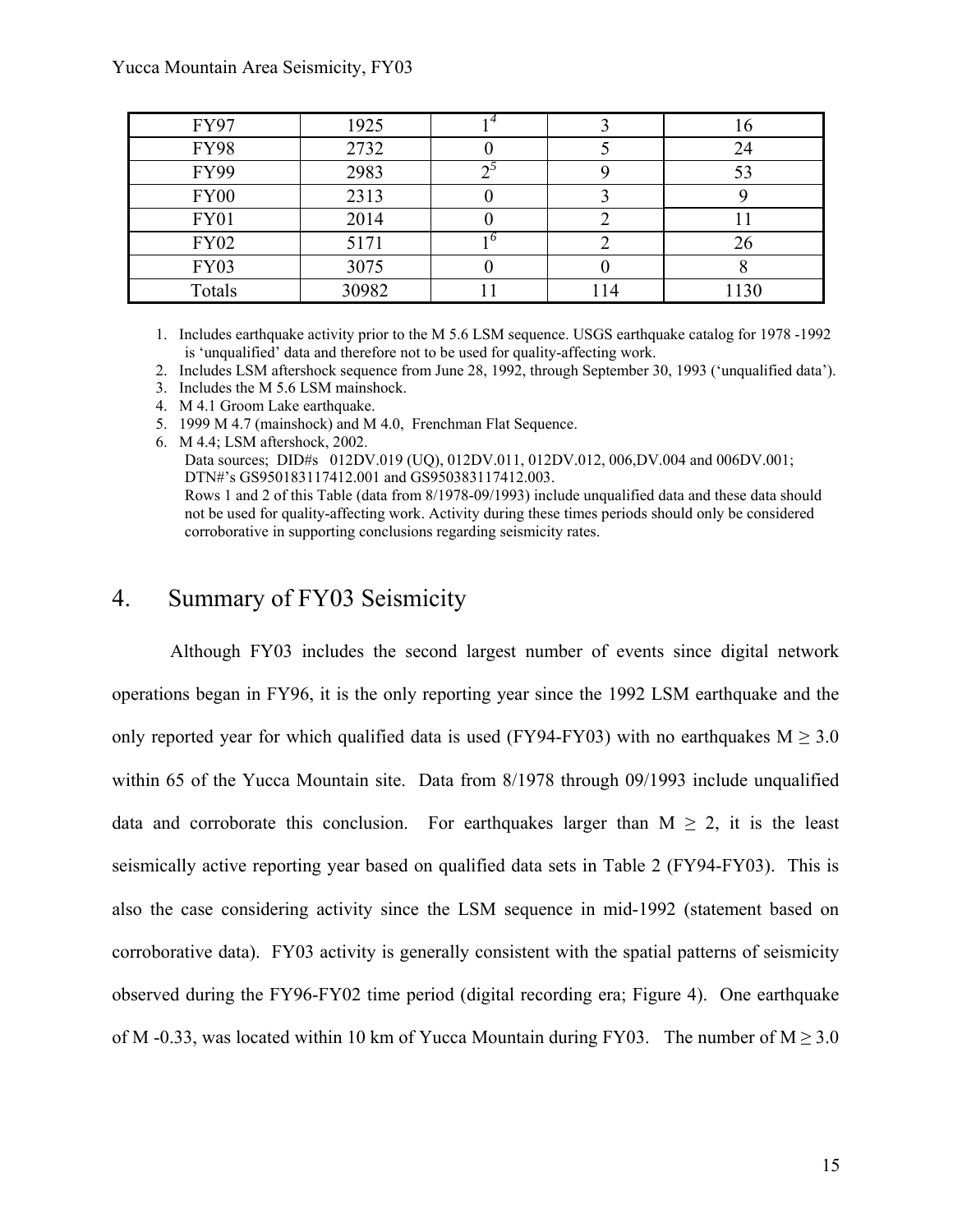| FY97 | 1925 | 1[4] | 3 | 16 |
|---|---|---|---|---|
| FY98 | 2732 | 0 | 5 | 24 |
| FY99 | 2983 | 2[5] | 9 | 53 |
| FY00 | 2313 | 0 | 3 | 9 |
| FY01 | 2014 | 0 | 2 | 11 |
| FY02 | 5171 | 1[6] | 2 | 26 |
| FY03 | 3075 | 0 | 0 | 8 |
| Totals | 30982 | 11 | 114 | 1130 |

1. Includes earthquake activity prior to the M 5.6 LSM sequence. USGS earthquake catalog for 1978 -1992 is 'unqualified' data and therefore not to be used for quality-affecting work.
2. Includes LSM aftershock sequence from June 28, 1992, through September 30, 1993 ('unqualified data').
3. Includes the M 5.6 LSM mainshock.
4. M 4.1 Groom Lake earthquake.
5. 1999 M 4.7 (mainshock) and M 4.0, Frenchman Flat Sequence.
6. M 4.4; LSM aftershock, 2002.

   Data sources; DID#s 012DV.019 (UQ), 012DV.011, 012DV.012, 006,DV.004 and 006DV.001; DTN#'s GS950183117412.001 and GS950383117412.003.

   Rows 1 and 2 of this Table (data from 8/1978-09/1993) include unqualified data and these data should not be used for quality-affecting work. Activity during these times periods should only be considered corroborative in supporting conclusions regarding seismicity rates.

## 4. Summary of FY03 Seismicity

Although FY03 includes the second largest number of events since digital network operations began in FY96, it is the only reporting year since the 1992 LSM earthquake and the only reported year for which qualified data is used (FY94-FY03) with no earthquakes M ≥ 3.0 within 65 of the Yucca Mountain site. Data from 8/1978 through 09/1993 include unqualified data and corroborate this conclusion. For earthquakes larger than M ≥ 2, it is the least seismically active reporting year based on qualified data sets in Table 2 (FY94-FY03). This is also the case considering activity since the LSM sequence in mid-1992 (statement based on corroborative data). FY03 activity is generally consistent with the spatial patterns of seismicity observed during the FY96-FY02 time period (digital recording era; Figure 4). One earthquake of M -0.33, was located within 10 km of Yucca Mountain during FY03. The number of M ≥ 3.0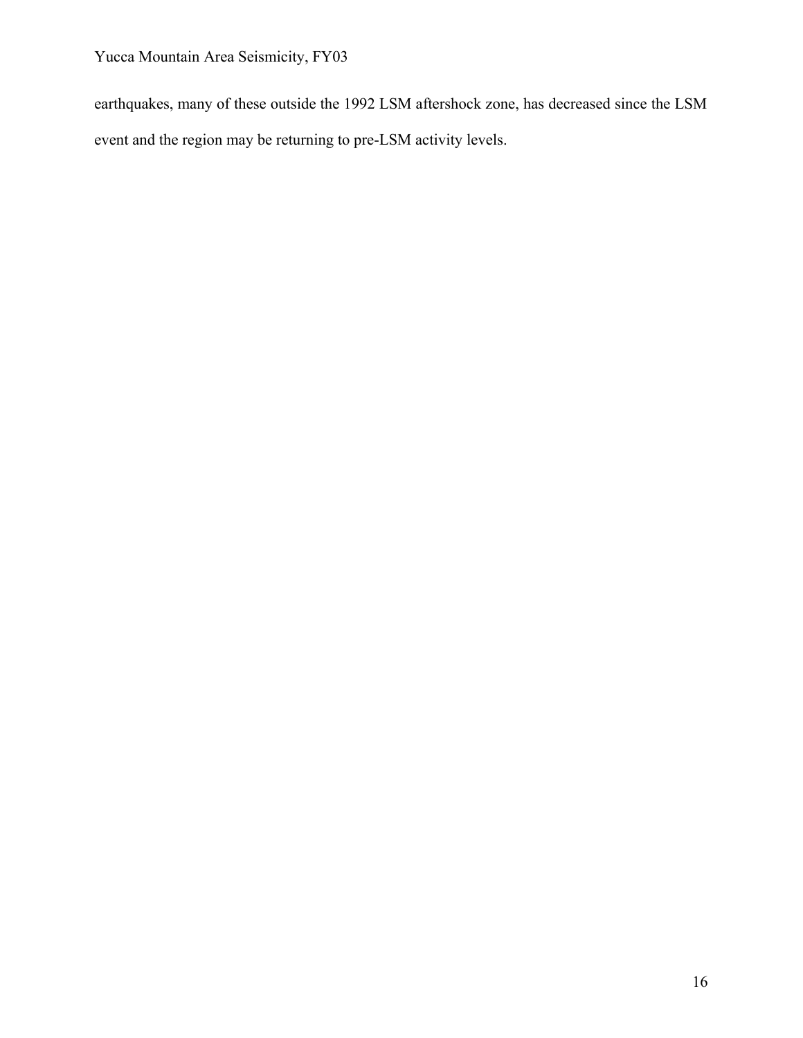earthquakes, many of these outside the 1992 LSM aftershock zone, has decreased since the LSM event and the region may be returning to pre-LSM activity levels.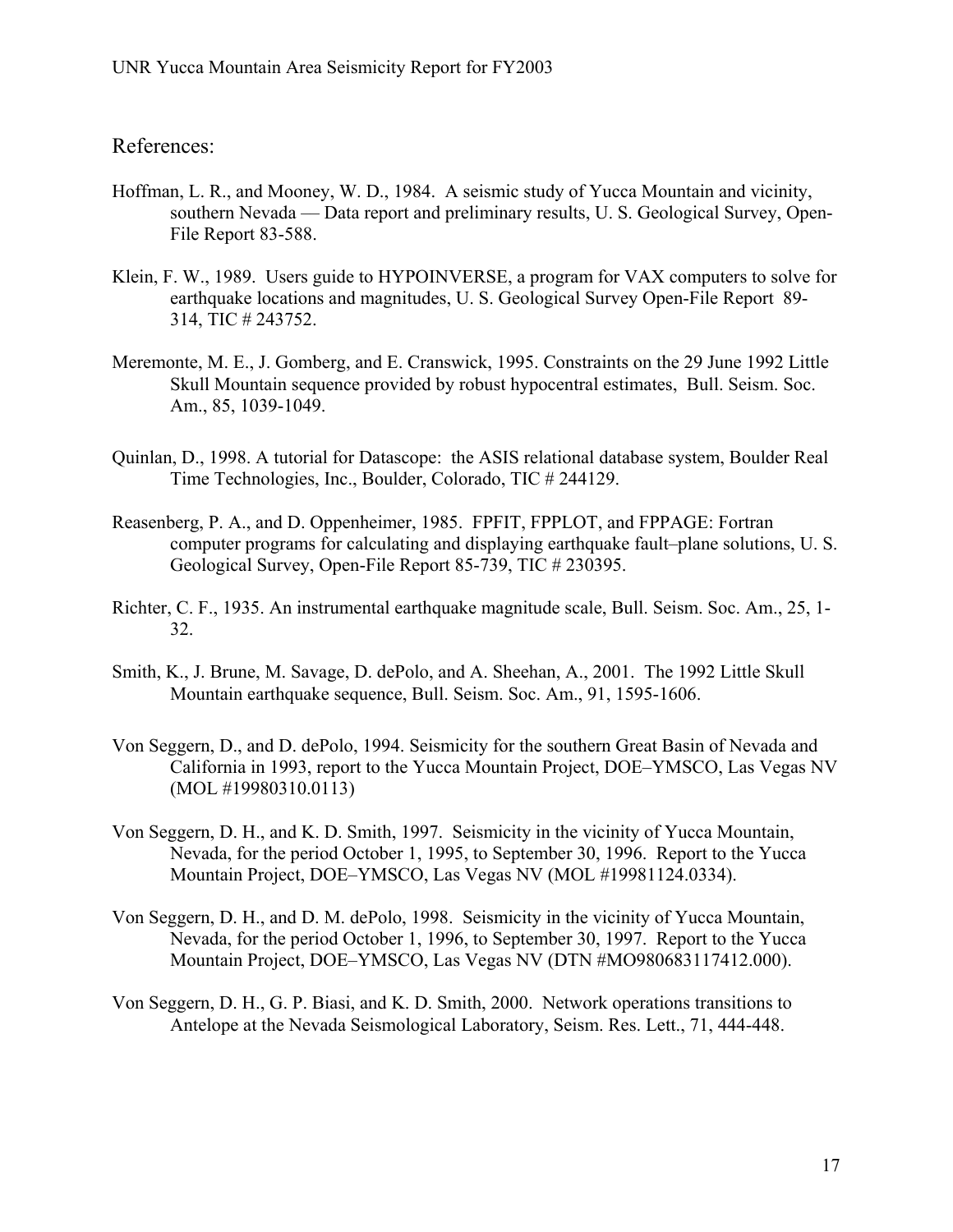## References:

Hoffman, L. R., and Mooney, W. D., 1984. A seismic study of Yucca Mountain and vicinity, southern Nevada — Data report and preliminary results, U. S. Geological Survey, Open-File Report 83-588.

Klein, F. W., 1989. Users guide to HYPOINVERSE, a program for VAX computers to solve for earthquake locations and magnitudes, U. S. Geological Survey Open-File Report 89-314, TIC # 243752.

Meremonte, M. E., J. Gomberg, and E. Cranswick, 1995. Constraints on the 29 June 1992 Little Skull Mountain sequence provided by robust hypocentral estimates, Bull. Seism. Soc. Am., 85, 1039-1049.

Quinlan, D., 1998. A tutorial for Datascope: the ASIS relational database system, Boulder Real Time Technologies, Inc., Boulder, Colorado, TIC # 244129.

Reasenberg, P. A., and D. Oppenheimer, 1985. FPFIT, FPPLOT, and FPPAGE: Fortran computer programs for calculating and displaying earthquake fault–plane solutions, U. S. Geological Survey, Open-File Report 85-739, TIC # 230395.

Richter, C. F., 1935. An instrumental earthquake magnitude scale, Bull. Seism. Soc. Am., 25, 1-32.

Smith, K., J. Brune, M. Savage, D. dePolo, and A. Sheehan, A., 2001. The 1992 Little Skull Mountain earthquake sequence, Bull. Seism. Soc. Am., 91, 1595-1606.

Von Seggern, D., and D. dePolo, 1994. Seismicity for the southern Great Basin of Nevada and California in 1993, report to the Yucca Mountain Project, DOE–YMSCO, Las Vegas NV (MOL #19980310.0113)

Von Seggern, D. H., and K. D. Smith, 1997. Seismicity in the vicinity of Yucca Mountain, Nevada, for the period October 1, 1995, to September 30, 1996. Report to the Yucca Mountain Project, DOE–YMSCO, Las Vegas NV (MOL #19981124.0334).

Von Seggern, D. H., and D. M. dePolo, 1998. Seismicity in the vicinity of Yucca Mountain, Nevada, for the period October 1, 1996, to September 30, 1997. Report to the Yucca Mountain Project, DOE–YMSCO, Las Vegas NV (DTN #MO980683117412.000).

Von Seggern, D. H., G. P. Biasi, and K. D. Smith, 2000. Network operations transitions to Antelope at the Nevada Seismological Laboratory, Seism. Res. Lett., 71, 444-448.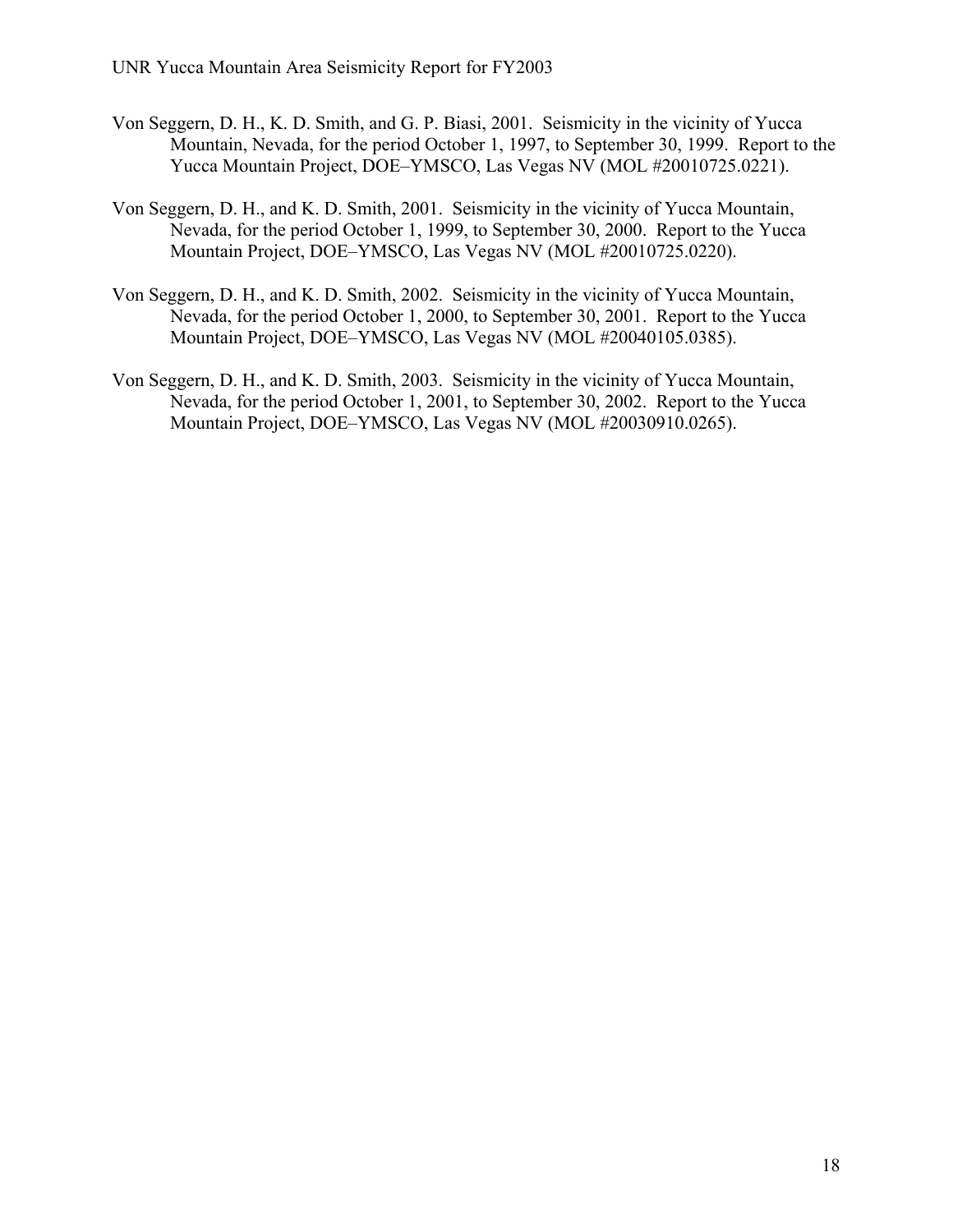Von Seggern, D. H., K. D. Smith, and G. P. Biasi, 2001. Seismicity in the vicinity of Yucca Mountain, Nevada, for the period October 1, 1997, to September 30, 1999. Report to the Yucca Mountain Project, DOE–YMSCO, Las Vegas NV (MOL #20010725.0221).

Von Seggern, D. H., and K. D. Smith, 2001. Seismicity in the vicinity of Yucca Mountain, Nevada, for the period October 1, 1999, to September 30, 2000. Report to the Yucca Mountain Project, DOE–YMSCO, Las Vegas NV (MOL #20010725.0220).

Von Seggern, D. H., and K. D. Smith, 2002. Seismicity in the vicinity of Yucca Mountain, Nevada, for the period October 1, 2000, to September 30, 2001. Report to the Yucca Mountain Project, DOE–YMSCO, Las Vegas NV (MOL #20040105.0385).

Von Seggern, D. H., and K. D. Smith, 2003. Seismicity in the vicinity of Yucca Mountain, Nevada, for the period October 1, 2001, to September 30, 2002. Report to the Yucca Mountain Project, DOE–YMSCO, Las Vegas NV (MOL #20030910.0265).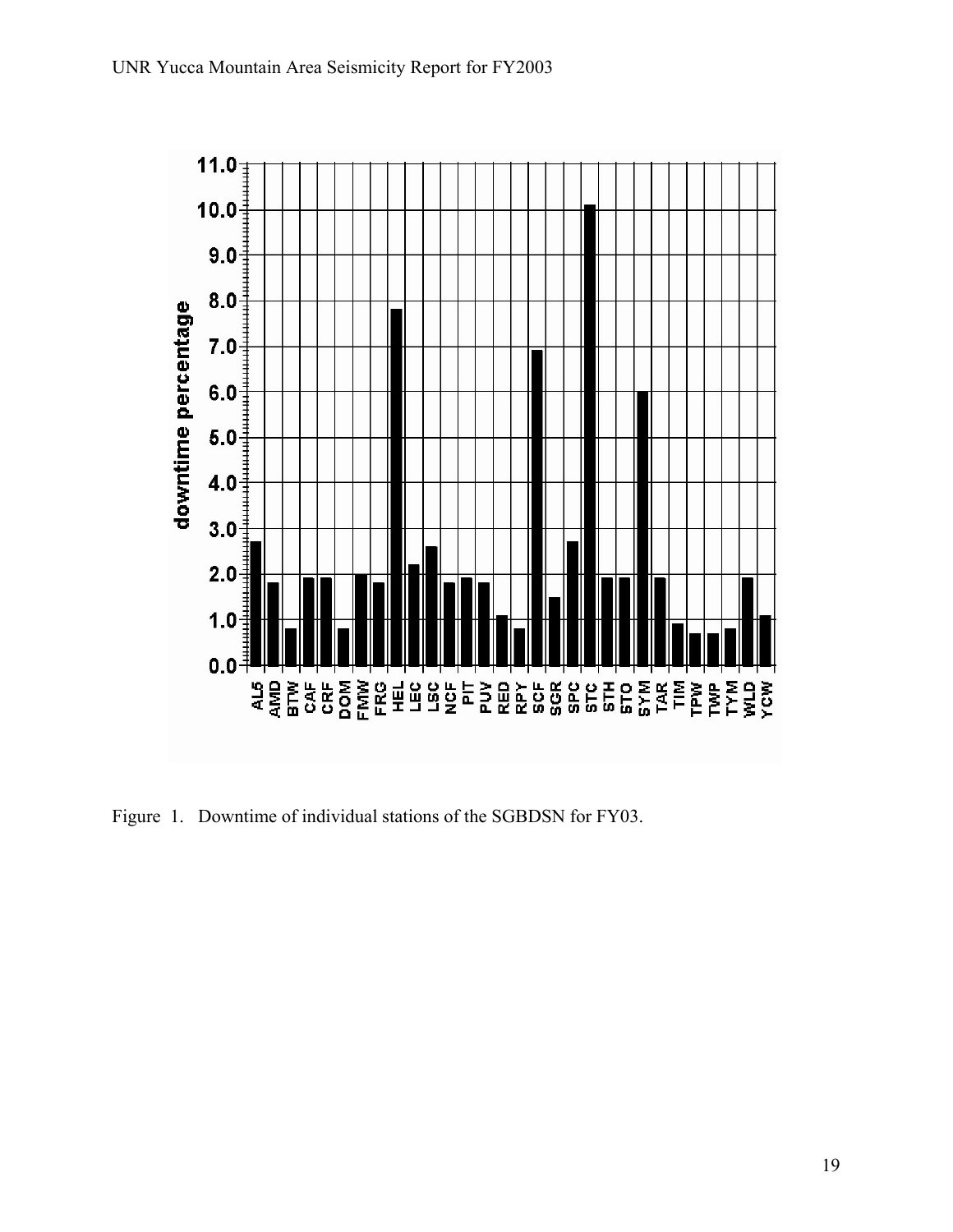Figure 1. Downtime of individual stations of the SGBDSN for FY03.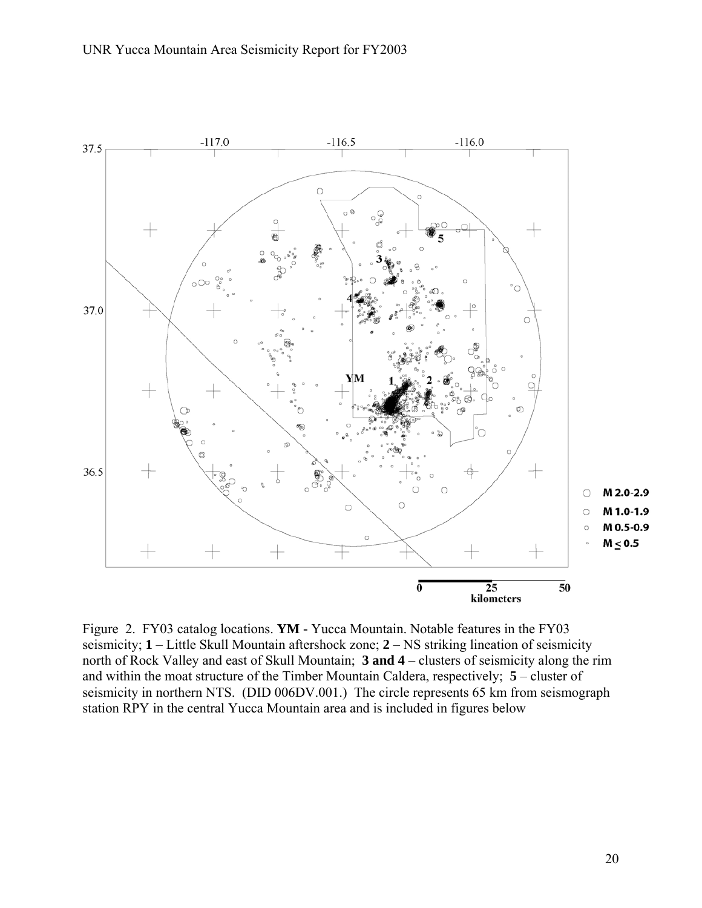Figure 2. FY03 catalog locations. **YM -** Yucca Mountain. Notable features in the FY03 seismicity; **1** – Little Skull Mountain aftershock zone; **2** – NS striking lineation of seismicity north of Rock Valley and east of Skull Mountain; **3 and 4** – clusters of seismicity along the rim and within the moat structure of the Timber Mountain Caldera, respectively; **5** – cluster of seismicity in northern NTS. (DID 006DV.001.) The circle represents 65 km from seismograph station RPY in the central Yucca Mountain area and is included in figures below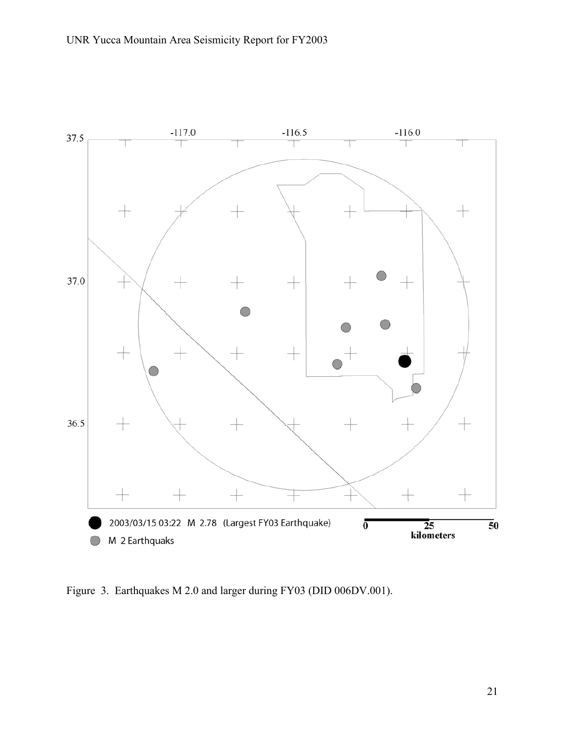Figure 3. Earthquakes M 2.0 and larger during FY03 (DID 006DV.001).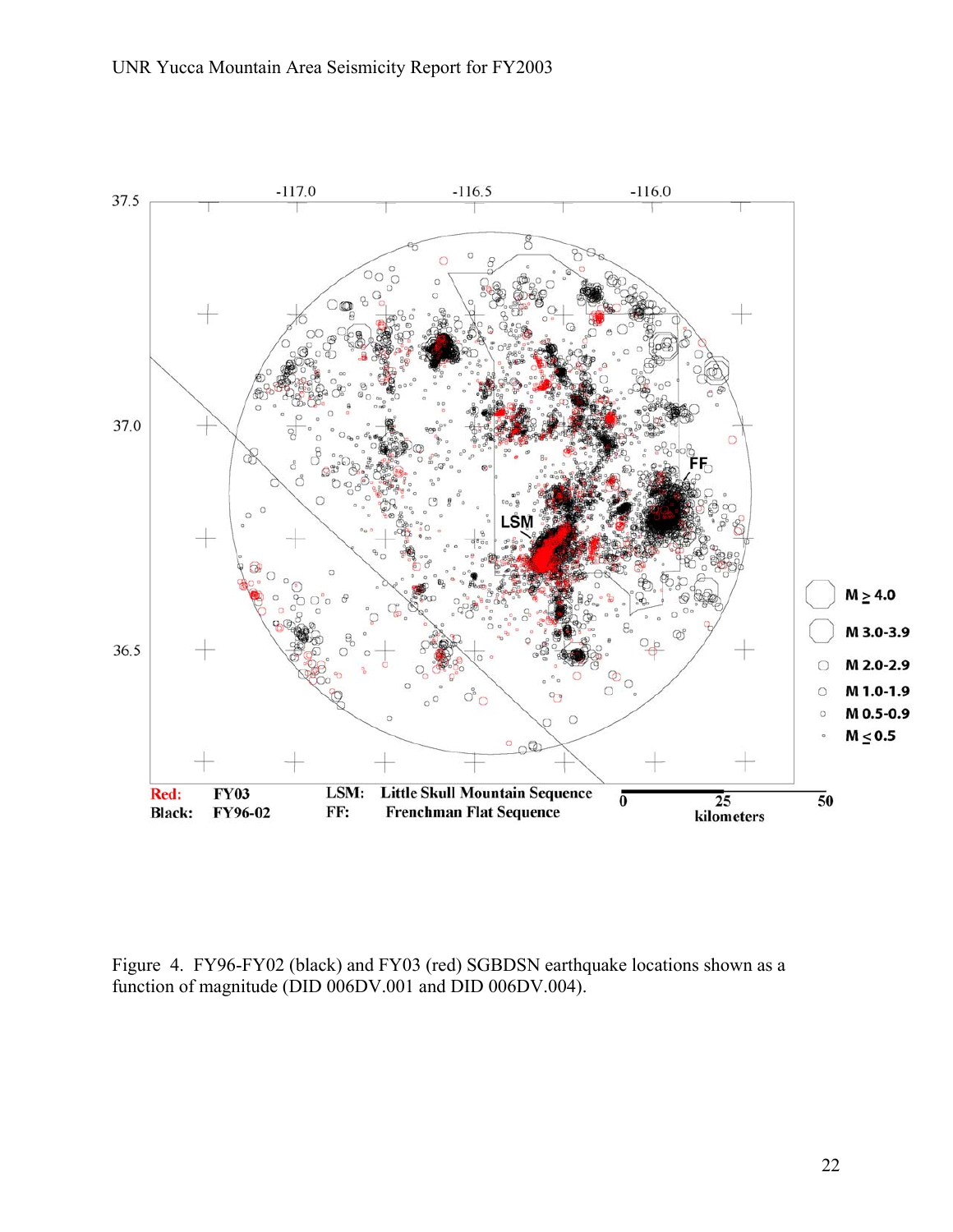Figure 4. FY96-FY02 (black) and FY03 (red) SGBDSN earthquake locations shown as a function of magnitude (DID 006DV.001 and DID 006DV.004).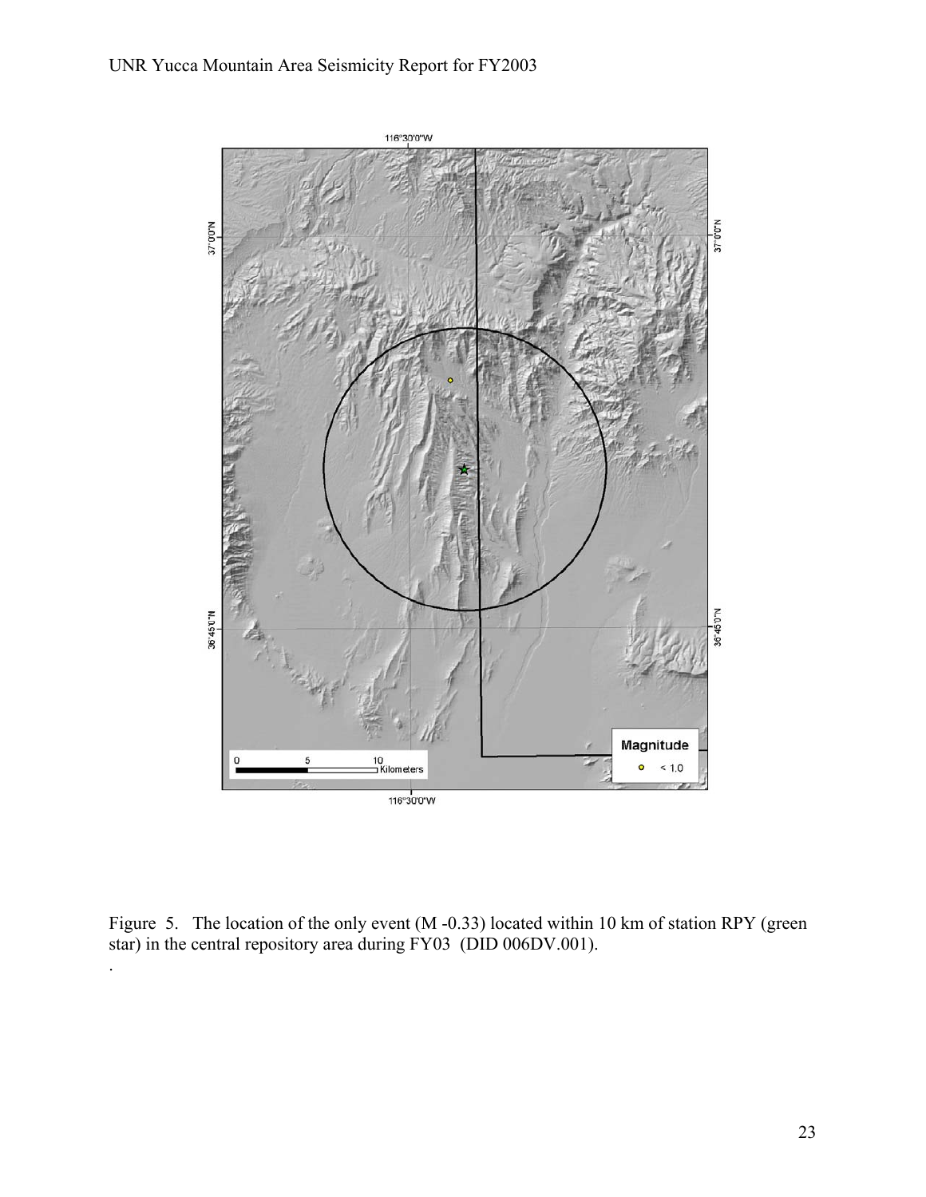Figure 5. The location of the only event (M -0.33) located within 10 km of station RPY (green star) in the central repository area during FY03 (DID 006DV.001).

.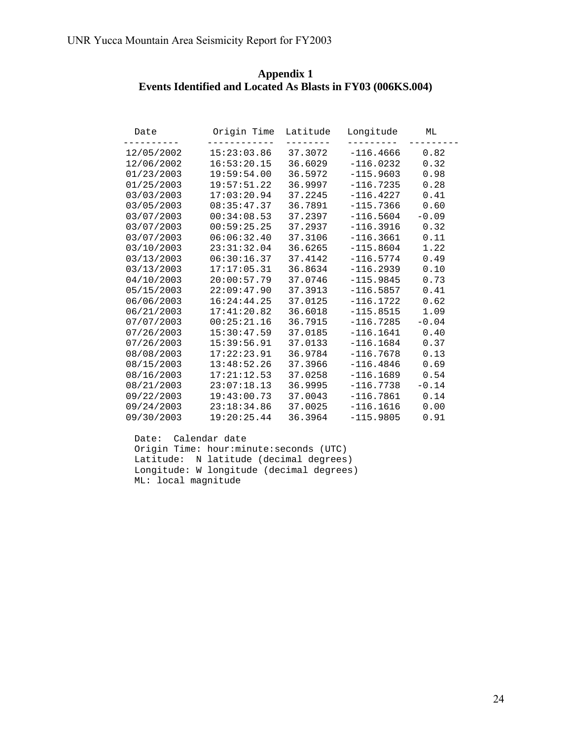## Appendix 1
## Events Identified and Located As Blasts in FY03 (006KS.004)

| Date | Origin Time | Latitude | Longitude | ML |
|---|---|---|---|---|
| 12/05/2002 | 15:23:03.86 | 37.3072 | -116.4666 | 0.82 |
| 12/06/2002 | 16:53:20.15 | 36.6029 | -116.0232 | 0.32 |
| 01/23/2003 | 19:59:54.00 | 36.5972 | -115.9603 | 0.98 |
| 01/25/2003 | 19:57:51.22 | 36.9997 | -116.7235 | 0.28 |
| 03/03/2003 | 17:03:20.94 | 37.2245 | -116.4227 | 0.41 |
| 03/05/2003 | 08:35:47.37 | 36.7891 | -115.7366 | 0.60 |
| 03/07/2003 | 00:34:08.53 | 37.2397 | -116.5604 | -0.09 |
| 03/07/2003 | 00:59:25.25 | 37.2937 | -116.3916 | 0.32 |
| 03/07/2003 | 06:06:32.40 | 37.3106 | -116.3661 | 0.11 |
| 03/10/2003 | 23:31:32.04 | 36.6265 | -115.8604 | 1.22 |
| 03/13/2003 | 06:30:16.37 | 37.4142 | -116.5774 | 0.49 |
| 03/13/2003 | 17:17:05.31 | 36.8634 | -116.2939 | 0.10 |
| 04/10/2003 | 20:00:57.79 | 37.0746 | -115.9845 | 0.73 |
| 05/15/2003 | 22:09:47.90 | 37.3913 | -116.5857 | 0.41 |
| 06/06/2003 | 16:24:44.25 | 37.0125 | -116.1722 | 0.62 |
| 06/21/2003 | 17:41:20.82 | 36.6018 | -115.8515 | 1.09 |
| 07/07/2003 | 00:25:21.16 | 36.7915 | -116.7285 | -0.04 |
| 07/26/2003 | 15:30:47.59 | 37.0185 | -116.1641 | 0.40 |
| 07/26/2003 | 15:39:56.91 | 37.0133 | -116.1684 | 0.37 |
| 08/08/2003 | 17:22:23.91 | 36.9784 | -116.7678 | 0.13 |
| 08/15/2003 | 13:48:52.26 | 37.3966 | -116.4846 | 0.69 |
| 08/16/2003 | 17:21:12.53 | 37.0258 | -116.1689 | 0.54 |
| 08/21/2003 | 23:07:18.13 | 36.9995 | -116.7738 | -0.14 |
| 09/22/2003 | 19:43:00.73 | 37.0043 | -116.7861 | 0.14 |
| 09/24/2003 | 23:18:34.86 | 37.0025 | -116.1616 | 0.00 |
| 09/30/2003 | 19:20:25.44 | 36.3964 | -115.9805 | 0.91 |

Date: Calendar date
Origin Time: hour:minute:seconds (UTC)
Latitude: N latitude (decimal degrees)
Longitude: W longitude (decimal degrees)
ML: local magnitude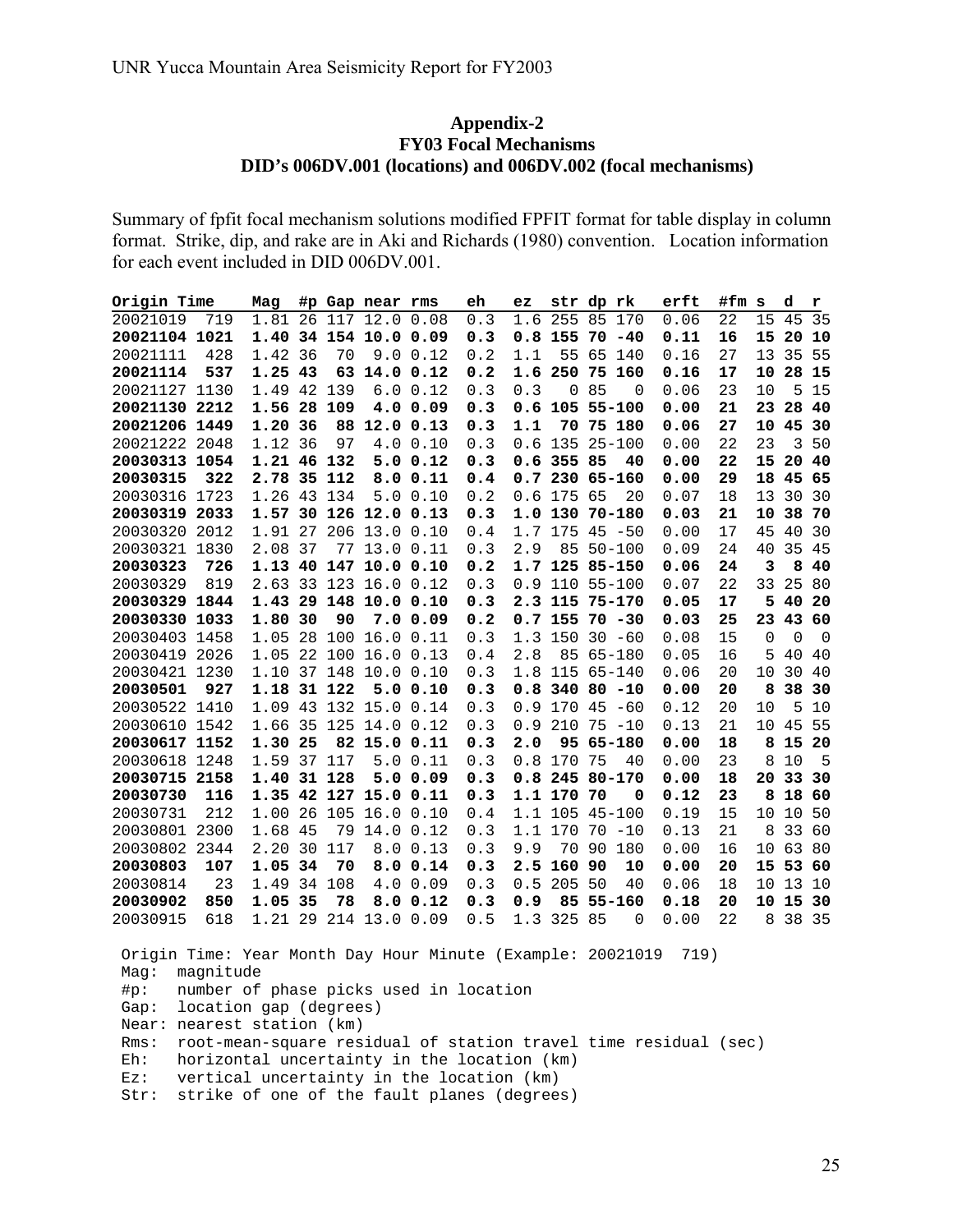UNR Yucca Mountain Area Seismicity Report for FY2003

## Appendix-2
### FY03 Focal Mechanisms
### DID's 006DV.001 (locations) and 006DV.002 (focal mechanisms)

Summary of fpfit focal mechanism solutions modified FPFIT format for table display in column format. Strike, dip, and rake are in Aki and Richards (1980) convention. Location information for each event included in DID 006DV.001.

| Origin Time | | Mag | #p | Gap | near | rms | eh | ez | str | dp | rk | erft | #fm | s | d | r |
|---|---|---|---|---|---|---|---|---|---|---|---|---|---|---|---|---|
| 20021019 | 719 | 1.81 | 26 | 117 | 12.0 | 0.08 | 0.3 | 1.6 | 255 | 85 | 170 | 0.06 | 22 | 15 | 45 | 35 |
| **20021104** | **1021** | **1.40** | **34** | **154** | **10.0** | **0.09** | **0.3** | **0.8** | **155** | **70** | **-40** | **0.11** | **16** | **15** | **20** | **10** |
| 20021111 | 428 | 1.42 | 36 | 70 | 9.0 | 0.12 | 0.2 | 1.1 | 55 | 65 | 140 | 0.16 | 27 | 13 | 35 | 55 |
| **20021114** | **537** | **1.25** | **43** | **63** | **14.0** | **0.12** | **0.2** | **1.6** | **250** | **75** | **160** | **0.16** | **17** | **10** | **28** | **15** |
| 20021127 | 1130 | 1.49 | 42 | 139 | 6.0 | 0.12 | 0.3 | 0.3 | 0 | 85 | 0 | 0.06 | 23 | 10 | 5 | 15 |
| **20021130** | **2212** | **1.56** | **28** | **109** | **4.0** | **0.09** | **0.3** | **0.6** | **105** | **55** | **-100** | **0.00** | **21** | **23** | **28** | **40** |
| **20021206** | **1449** | **1.20** | **36** | **88** | **12.0** | **0.13** | **0.3** | **1.1** | **70** | **75** | **180** | **0.06** | **27** | **10** | **45** | **30** |
| 20021222 | 2048 | 1.12 | 36 | 97 | 4.0 | 0.10 | 0.3 | 0.6 | 135 | 25 | -100 | 0.00 | 22 | 23 | 3 | 50 |
| **20030313** | **1054** | **1.21** | **46** | **132** | **5.0** | **0.12** | **0.3** | **0.6** | **355** | **85** | **40** | **0.00** | **22** | **15** | **20** | **40** |
| **20030315** | **322** | **2.78** | **35** | **112** | **8.0** | **0.11** | **0.4** | **0.7** | **230** | **65** | **-160** | **0.00** | **29** | **18** | **45** | **65** |
| 20030316 | 1723 | 1.26 | 43 | 134 | 5.0 | 0.10 | 0.2 | 0.6 | 175 | 65 | 20 | 0.07 | 18 | 13 | 30 | 30 |
| **20030319** | **2033** | **1.57** | **30** | **126** | **12.0** | **0.13** | **0.3** | **1.0** | **130** | **70** | **-180** | **0.03** | **21** | **10** | **38** | **70** |
| 20030320 | 2012 | 1.91 | 27 | 206 | 13.0 | 0.10 | 0.4 | 1.7 | 175 | 45 | -50 | 0.00 | 17 | 45 | 40 | 30 |
| 20030321 | 1830 | 2.08 | 37 | 77 | 13.0 | 0.11 | 0.3 | 2.9 | 85 | 50 | -100 | 0.09 | 24 | 40 | 35 | 45 |
| **20030323** | **726** | **1.13** | **40** | **147** | **10.0** | **0.10** | **0.2** | **1.7** | **125** | **85** | **-150** | **0.06** | **24** | **3** | **8** | **40** |
| 20030329 | 819 | 2.63 | 33 | 123 | 16.0 | 0.12 | 0.3 | 0.9 | 110 | 55 | -100 | 0.07 | 22 | 33 | 25 | 80 |
| **20030329** | **1844** | **1.43** | **29** | **148** | **10.0** | **0.10** | **0.3** | **2.3** | **115** | **75** | **-170** | **0.05** | **17** | **5** | **40** | **20** |
| **20030330** | **1033** | **1.80** | **30** | **90** | **7.0** | **0.09** | **0.2** | **0.7** | **155** | **70** | **-30** | **0.03** | **25** | **23** | **43** | **60** |
| 20030403 | 1458 | 1.05 | 28 | 100 | 16.0 | 0.11 | 0.3 | 1.3 | 150 | 30 | -60 | 0.08 | 15 | 0 | 0 | 0 |
| 20030419 | 2026 | 1.05 | 22 | 100 | 16.0 | 0.13 | 0.4 | 2.8 | 85 | 65 | -180 | 0.05 | 16 | 5 | 40 | 40 |
| 20030421 | 1230 | 1.10 | 37 | 148 | 10.0 | 0.10 | 0.3 | 1.8 | 115 | 65 | -140 | 0.06 | 20 | 10 | 30 | 40 |
| **20030501** | **927** | **1.18** | **31** | **122** | **5.0** | **0.10** | **0.3** | **0.8** | **340** | **80** | **-10** | **0.00** | **20** | **8** | **38** | **30** |
| 20030522 | 1410 | 1.09 | 43 | 132 | 15.0 | 0.14 | 0.3 | 0.9 | 170 | 45 | -60 | 0.12 | 20 | 10 | 5 | 10 |
| 20030610 | 1542 | 1.66 | 35 | 125 | 14.0 | 0.12 | 0.3 | 0.9 | 210 | 75 | -10 | 0.13 | 21 | 10 | 45 | 55 |
| **20030617** | **1152** | **1.30** | **25** | **82** | **15.0** | **0.11** | **0.3** | **2.0** | **95** | **65** | **-180** | **0.00** | **18** | **8** | **15** | **20** |
| 20030618 | 1248 | 1.59 | 37 | 117 | 5.0 | 0.11 | 0.3 | 0.8 | 170 | 75 | 40 | 0.00 | 23 | 8 | 10 | 5 |
| **20030715** | **2158** | **1.40** | **31** | **128** | **5.0** | **0.09** | **0.3** | **0.8** | **245** | **80** | **-170** | **0.00** | **18** | **20** | **33** | **30** |
| **20030730** | **116** | **1.35** | **42** | **127** | **15.0** | **0.11** | **0.3** | **1.1** | **170** | **70** | **0** | **0.12** | **23** | **8** | **18** | **60** |
| 20030731 | 212 | 1.00 | 26 | 105 | 16.0 | 0.10 | 0.4 | 1.1 | 105 | 45 | -100 | 0.19 | 15 | 10 | 10 | 50 |
| 20030801 | 2300 | 1.68 | 45 | 79 | 14.0 | 0.12 | 0.3 | 1.1 | 170 | 70 | -10 | 0.13 | 21 | 8 | 33 | 60 |
| 20030802 | 2344 | 2.20 | 30 | 117 | 8.0 | 0.13 | 0.3 | 9.9 | 70 | 90 | 180 | 0.00 | 16 | 10 | 63 | 80 |
| **20030803** | **107** | **1.05** | **34** | **70** | **8.0** | **0.14** | **0.3** | **2.5** | **160** | **90** | **10** | **0.00** | **20** | **15** | **53** | **60** |
| 20030814 | 23 | 1.49 | 34 | 108 | 4.0 | 0.09 | 0.3 | 0.5 | 205 | 50 | 40 | 0.06 | 18 | 10 | 13 | 10 |
| **20030902** | **850** | **1.05** | **35** | **78** | **8.0** | **0.12** | **0.3** | **0.9** | **85** | **55** | **-160** | **0.18** | **20** | **10** | **15** | **30** |
| 20030915 | 618 | 1.21 | 29 | 214 | 13.0 | 0.09 | 0.5 | 1.3 | 325 | 85 | 0 | 0.00 | 22 | 8 | 38 | 35 |

Origin Time: Year Month Day Hour Minute (Example: 20021019 719)
Mag: magnitude
#p: number of phase picks used in location
Gap: location gap (degrees)
Near: nearest station (km)
Rms: root-mean-square residual of station travel time residual (sec)
Eh: horizontal uncertainty in the location (km)
Ez: vertical uncertainty in the location (km)
Str: strike of one of the fault planes (degrees)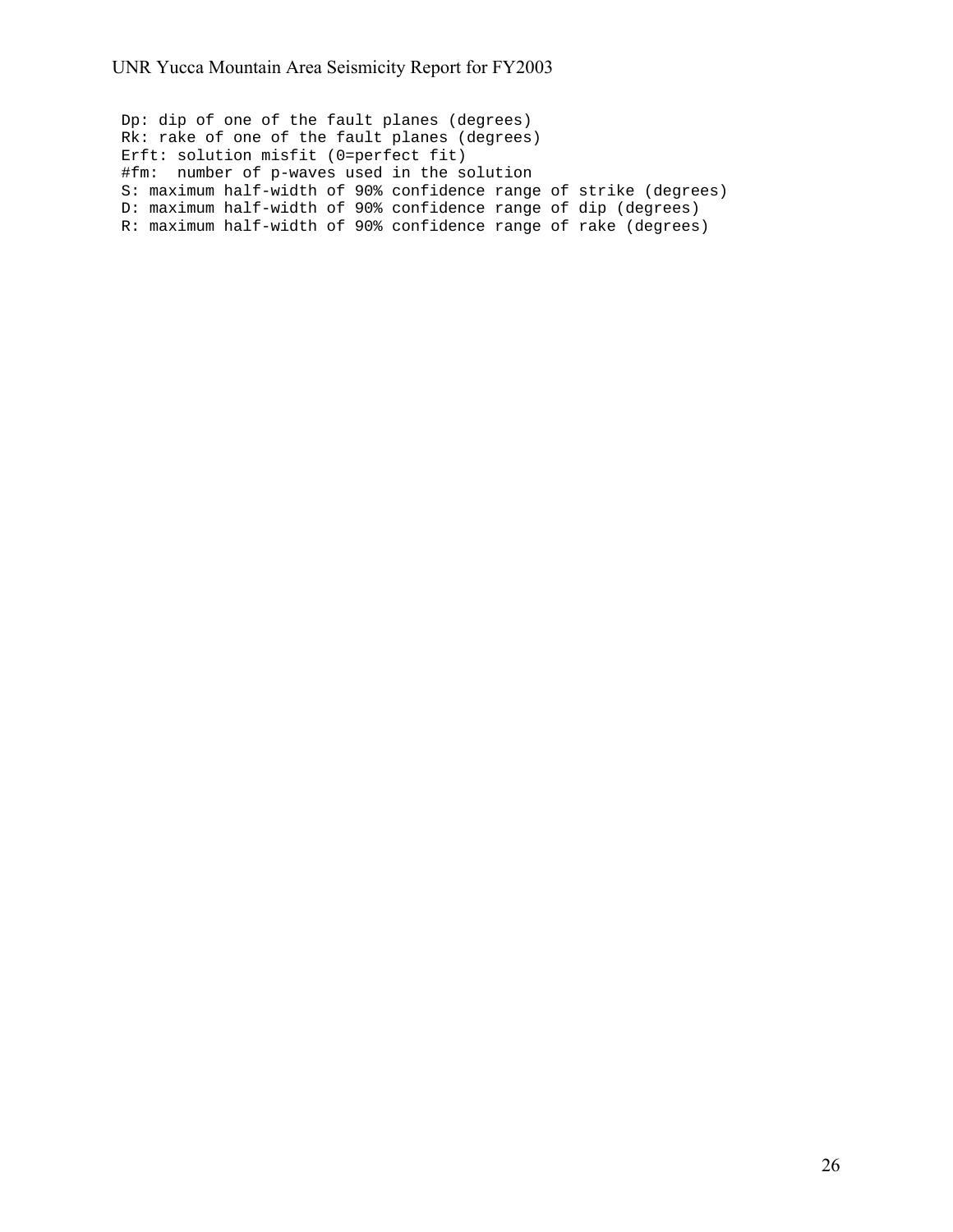```
Dp: dip of one of the fault planes (degrees)
Rk: rake of one of the fault planes (degrees)
Erft: solution misfit (0=perfect fit)
#fm:  number of p-waves used in the solution
S: maximum half-width of 90% confidence range of strike (degrees)
D: maximum half-width of 90% confidence range of dip (degrees)
R: maximum half-width of 90% confidence range of rake (degrees)
```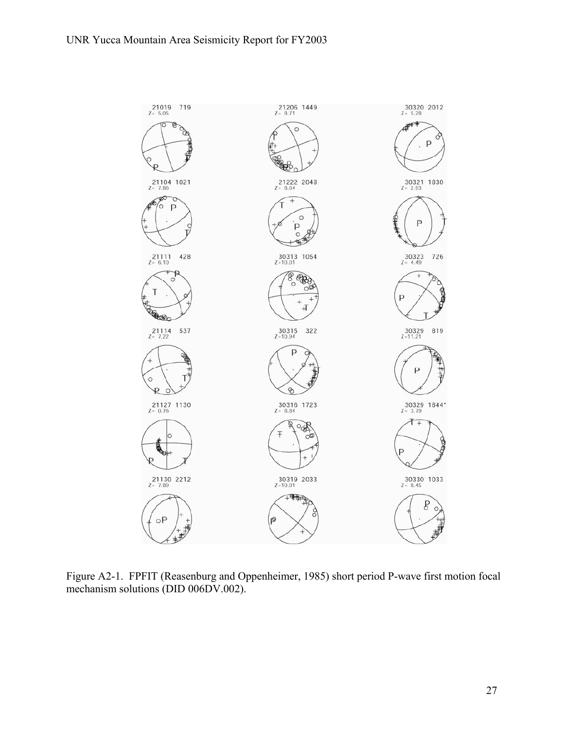Figure A2-1. FPFIT (Reasenburg and Oppenheimer, 1985) short period P-wave first motion focal mechanism solutions (DID 006DV.002).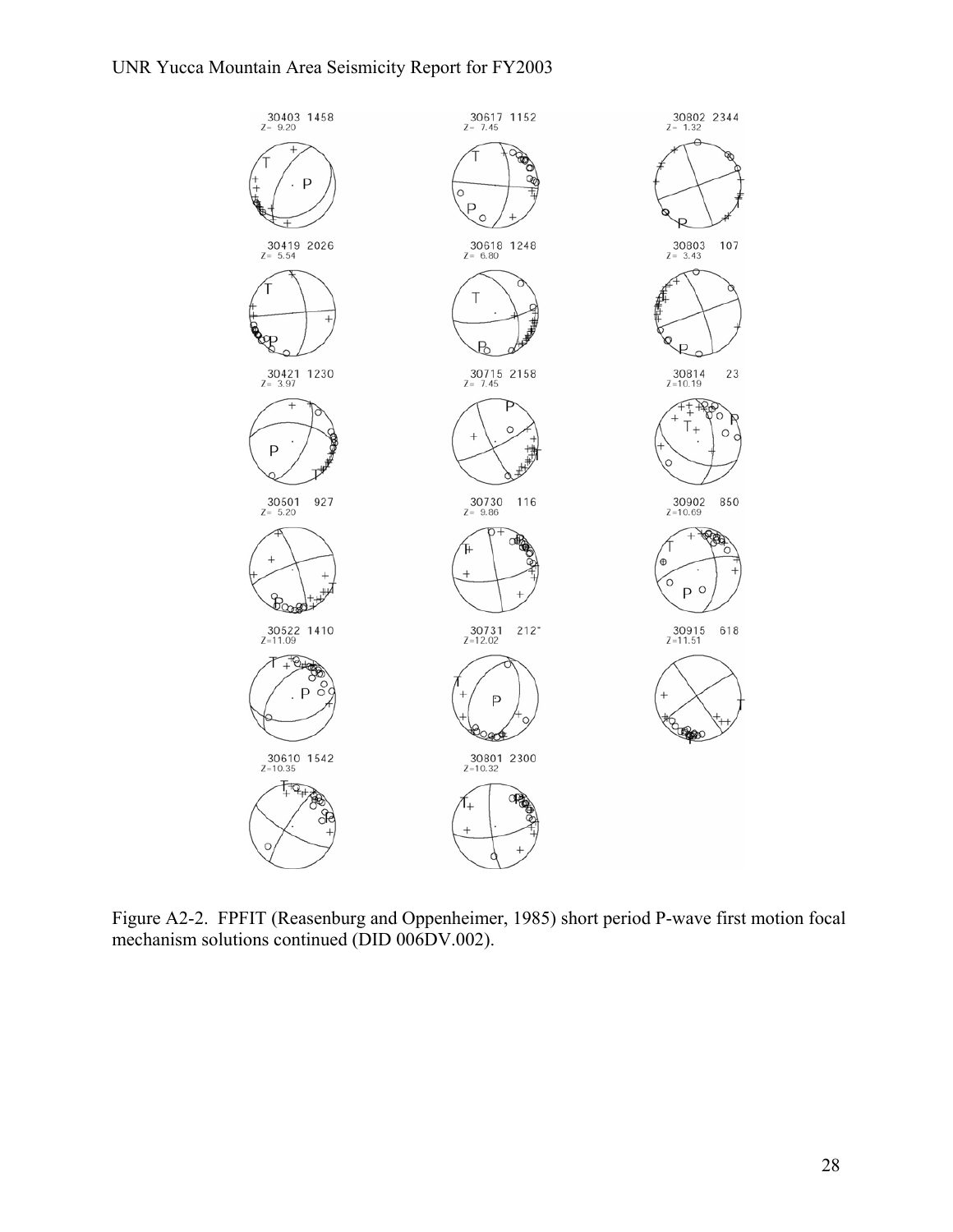30403 1458
Z= 9.20

30617 1152
Z= 7.45

30802 2344
Z= 1.32

30419 2026
Z= 5.54

30618 1248
Z= 6.80

30803 107
Z= 3.43

30421 1230
Z= 3.97

30715 2158
Z= 7.45

30814 23
Z=10.19

30501 927
Z= 5.20

30730 116
Z= 9.86

30902 850
Z=10.69

30522 1410
Z=11.09

30731 212*
Z=12.02

30915 618
Z=11.51

30610 1542
Z=10.35

30801 2300
Z=10.32

Figure A2-2. FPFIT (Reasenburg and Oppenheimer, 1985) short period P-wave first motion focal mechanism solutions continued (DID 006DV.002).